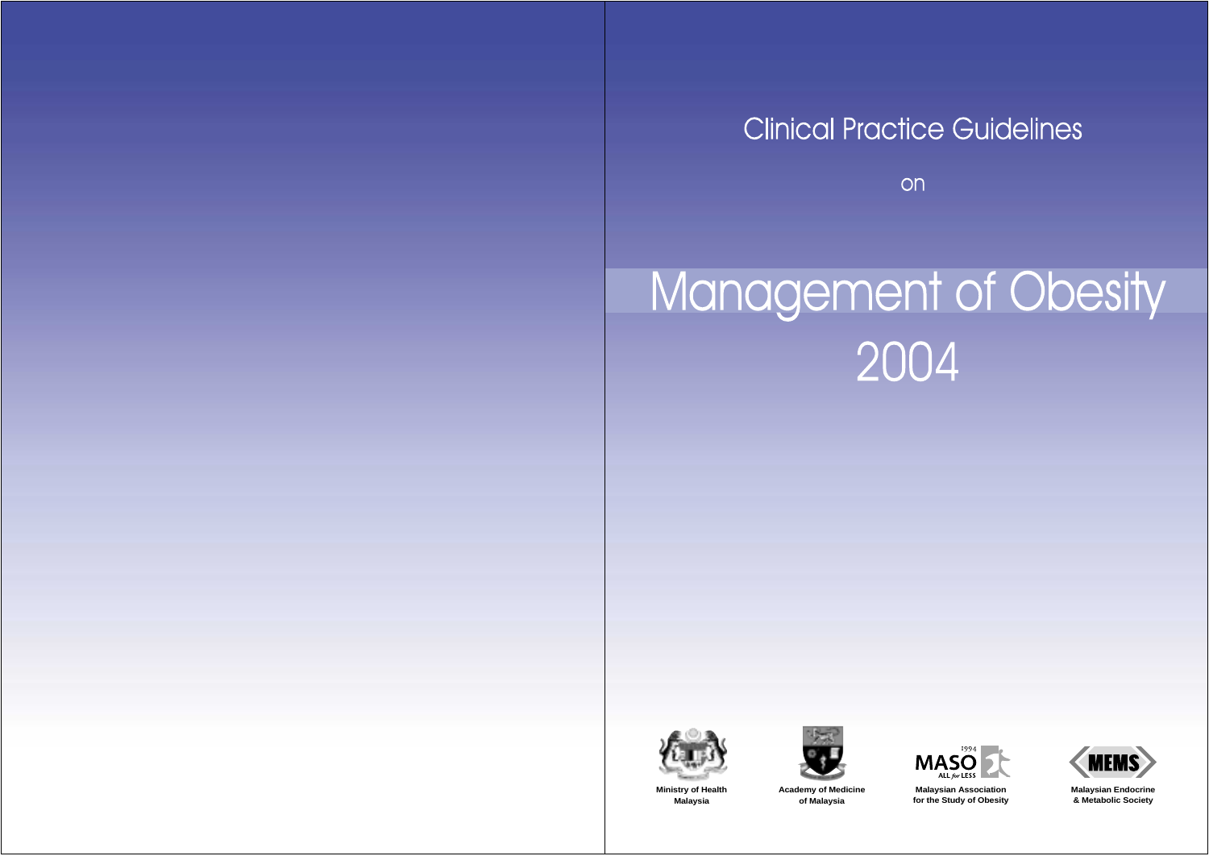Clinical Practice Guidelines

on

# Management of Obesity 2004

Ministry of Health Malaysia

Academy of Medicine of Malaysia

Malaysian Association for the Study of Obesity

Malaysian Endocrine & Metabolic Society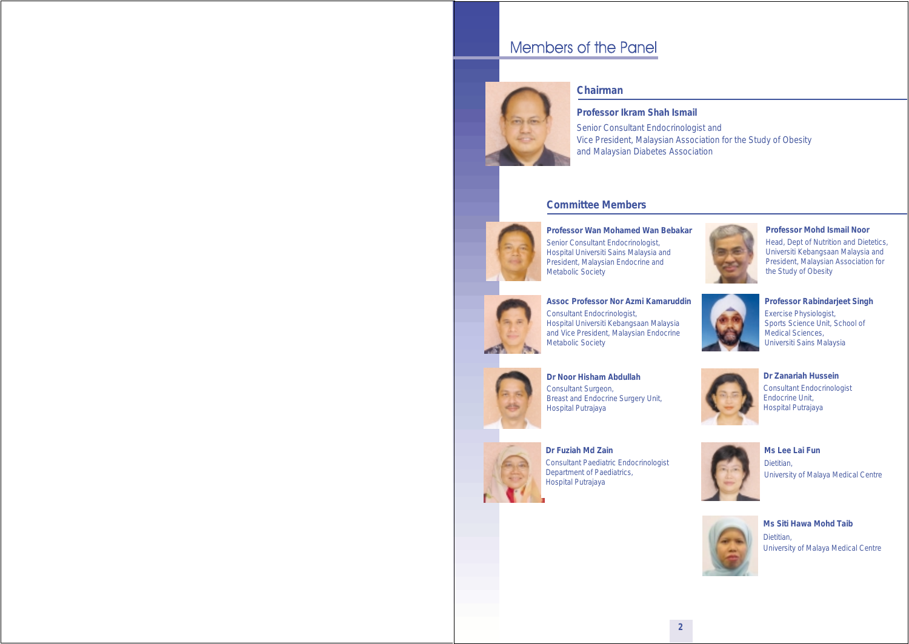# Members of the Panel

## Chairman

**Professor Ikram Shah Ismail**

Senior Consultant Endocrinologist and
Vice President, Malaysian Association for the Study of Obesity
and Malaysian Diabetes Association

## Committee Members

**Professor Wan Mohamed Wan Bebakar**

Senior Consultant Endocrinologist,
Hospital Universiti Sains Malaysia and
President, Malaysian Endocrine and
Metabolic Society

**Professor Mohd Ismail Noor**

Head, Dept of Nutrition and Dietetics,
Universiti Kebangsaan Malaysia and
President, Malaysian Association for
the Study of Obesity

**Assoc Professor Nor Azmi Kamaruddin**

Consultant Endocrinologist,
Hospital Universiti Kebangsaan Malaysia
and Vice President, Malaysian Endocrine
Metabolic Society

**Professor Rabindarjeet Singh**

Exercise Physiologist,
Sports Science Unit, School of
Medical Sciences,
Universiti Sains Malaysia

**Dr Noor Hisham Abdullah**

Consultant Surgeon,
Breast and Endocrine Surgery Unit,
Hospital Putrajaya

**Dr Zanariah Hussein**

Consultant Endocrinologist
Endocrine Unit,
Hospital Putrajaya

**Dr Fuziah Md Zain**

Consultant Paediatric Endocrinologist
Department of Paediatrics,
Hospital Putrajaya

**Ms Lee Lai Fun**

Dietitian,
University of Malaya Medical Centre

**Ms Siti Hawa Mohd Taib**

Dietitian,
University of Malaya Medical Centre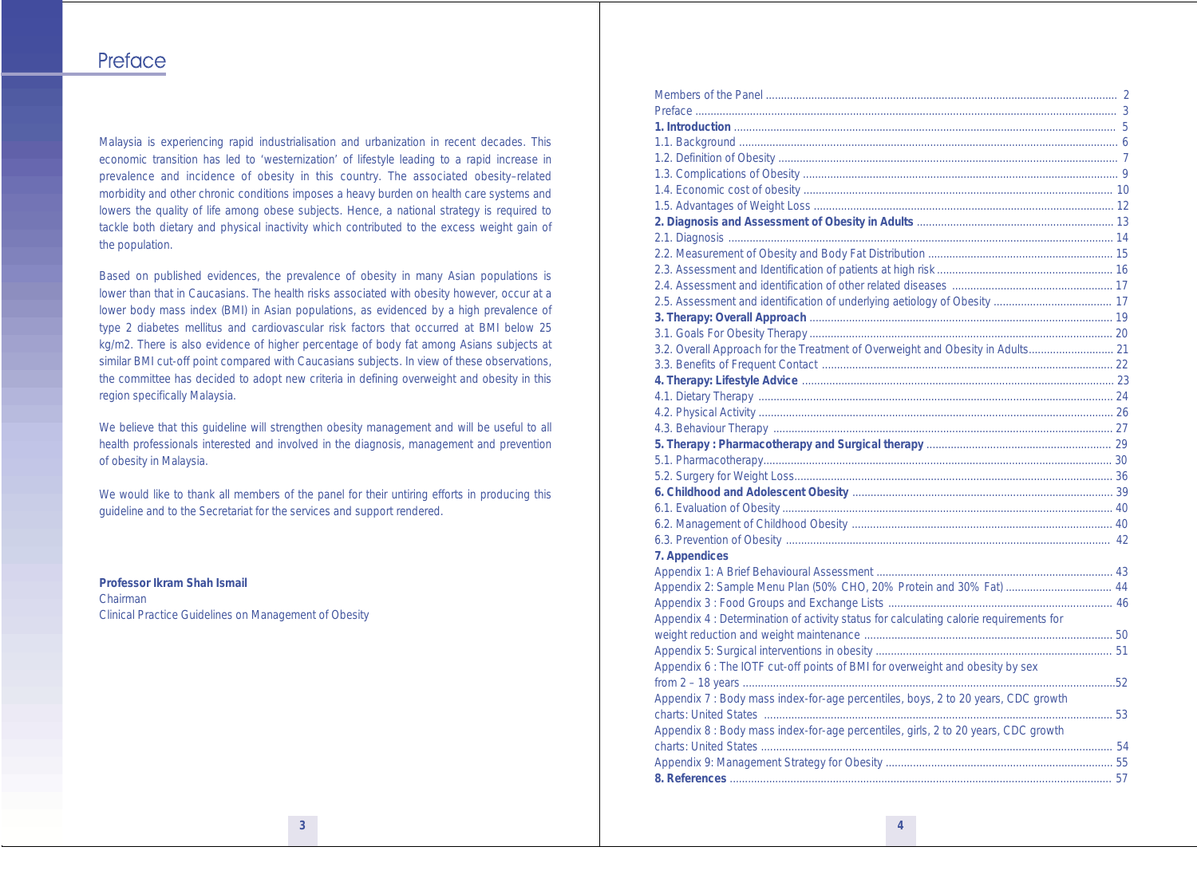# Preface

Malaysia is experiencing rapid industrialisation and urbanization in recent decades. This economic transition has led to 'westernization' of lifestyle leading to a rapid increase in prevalence and incidence of obesity in this country. The associated obesity–related morbidity and other chronic conditions imposes a heavy burden on health care systems and lowers the quality of life among obese subjects. Hence, a national strategy is required to tackle both dietary and physical inactivity which contributed to the excess weight gain of the population.

Based on published evidences, the prevalence of obesity in many Asian populations is lower than that in Caucasians. The health risks associated with obesity however, occur at a lower body mass index (BMI) in Asian populations, as evidenced by a high prevalence of type 2 diabetes mellitus and cardiovascular risk factors that occurred at BMI below 25 kg/m2. There is also evidence of higher percentage of body fat among Asians subjects at similar BMI cut-off point compared with Caucasians subjects. In view of these observations, the committee has decided to adopt new criteria in defining overweight and obesity in this region specifically Malaysia.

We believe that this guideline will strengthen obesity management and will be useful to all health professionals interested and involved in the diagnosis, management and prevention of obesity in Malaysia.

We would like to thank all members of the panel for their untiring efforts in producing this guideline and to the Secretariat for the services and support rendered.

**Professor Ikram Shah Ismail**
Chairman
Clinical Practice Guidelines on Management of Obesity

| Contents | Page |
|---|---|
| Members of the Panel | 2 |
| Preface | 3 |
| **1. Introduction** | 5 |
| 1.1. Background | 6 |
| 1.2. Definition of Obesity | 7 |
| 1.3. Complications of Obesity | 9 |
| 1.4. Economic cost of obesity | 10 |
| 1.5. Advantages of Weight Loss | 12 |
| **2. Diagnosis and Assessment of Obesity in Adults** | 13 |
| 2.1. Diagnosis | 14 |
| 2.2. Measurement of Obesity and Body Fat Distribution | 15 |
| 2.3. Assessment and Identification of patients at high risk | 16 |
| 2.4. Assessment and identification of other related diseases | 17 |
| 2.5. Assessment and identification of underlying aetiology of Obesity | 17 |
| **3. Therapy: Overall Approach** | 19 |
| 3.1. Goals For Obesity Therapy | 20 |
| 3.2. Overall Approach for the Treatment of Overweight and Obesity in Adults | 21 |
| 3.3. Benefits of Frequent Contact | 22 |
| **4. Therapy: Lifestyle Advice** | 23 |
| 4.1. Dietary Therapy | 24 |
| 4.2. Physical Activity | 26 |
| 4.3. Behaviour Therapy | 27 |
| **5. Therapy : Pharmacotherapy and Surgical therapy** | 29 |
| 5.1. Pharmacotherapy | 30 |
| 5.2. Surgery for Weight Loss | 36 |
| **6. Childhood and Adolescent Obesity** | 39 |
| 6.1. Evaluation of Obesity | 40 |
| 6.2. Management of Childhood Obesity | 40 |
| 6.3. Prevention of Obesity | 42 |
| **7. Appendices** | |
| Appendix 1: A Brief Behavioural Assessment | 43 |
| Appendix 2: Sample Menu Plan (50% CHO, 20% Protein and 30% Fat) | 44 |
| Appendix 3 : Food Groups and Exchange Lists | 46 |
| Appendix 4 : Determination of activity status for calculating calorie requirements for weight reduction and weight maintenance | 50 |
| Appendix 5: Surgical interventions in obesity | 51 |
| Appendix 6 : The IOTF cut-off points of BMI for overweight and obesity by sex from 2 – 18 years | 52 |
| Appendix 7 : Body mass index-for-age percentiles, boys, 2 to 20 years, CDC growth charts: United States | 53 |
| Appendix 8 : Body mass index-for-age percentiles, girls, 2 to 20 years, CDC growth charts: United States | 54 |
| Appendix 9: Management Strategy for Obesity | 55 |
| **8. References** | 57 |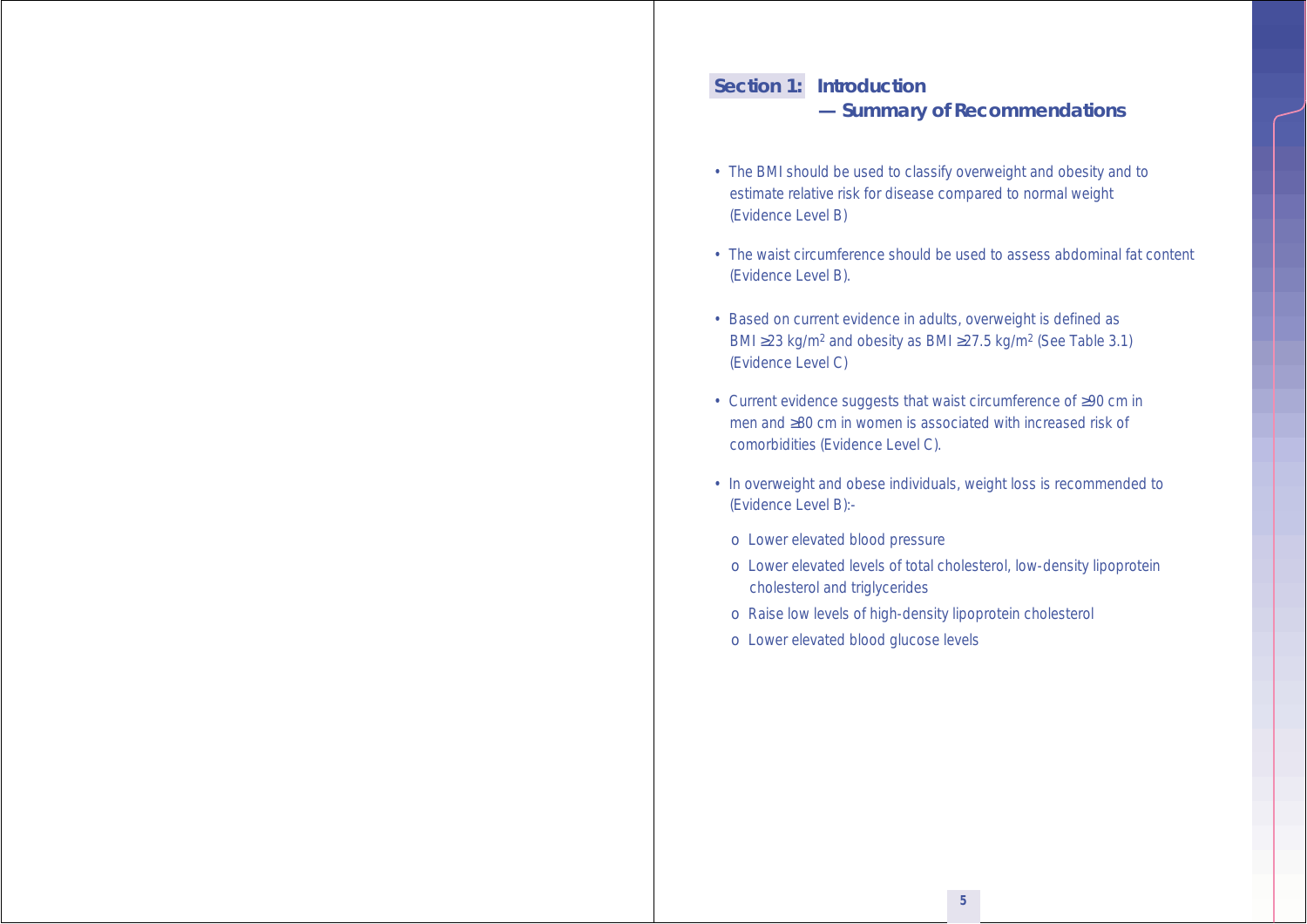## Section 1: Introduction — Summary of Recommendations

- The BMI should be used to classify overweight and obesity and to estimate relative risk for disease compared to normal weight (Evidence Level B)
- The waist circumference should be used to assess abdominal fat content (Evidence Level B).
- Based on current evidence in adults, overweight is defined as BMI ≥23 kg/m$^2$ and obesity as BMI ≥27.5 kg/m$^2$ (See Table 3.1) (Evidence Level C)
- Current evidence suggests that waist circumference of ≥90 cm in men and ≥80 cm in women is associated with increased risk of comorbidities (Evidence Level C).
- In overweight and obese individuals, weight loss is recommended to (Evidence Level B):-
  - Lower elevated blood pressure
  - Lower elevated levels of total cholesterol, low-density lipoprotein cholesterol and triglycerides
  - Raise low levels of high-density lipoprotein cholesterol
  - Lower elevated blood glucose levels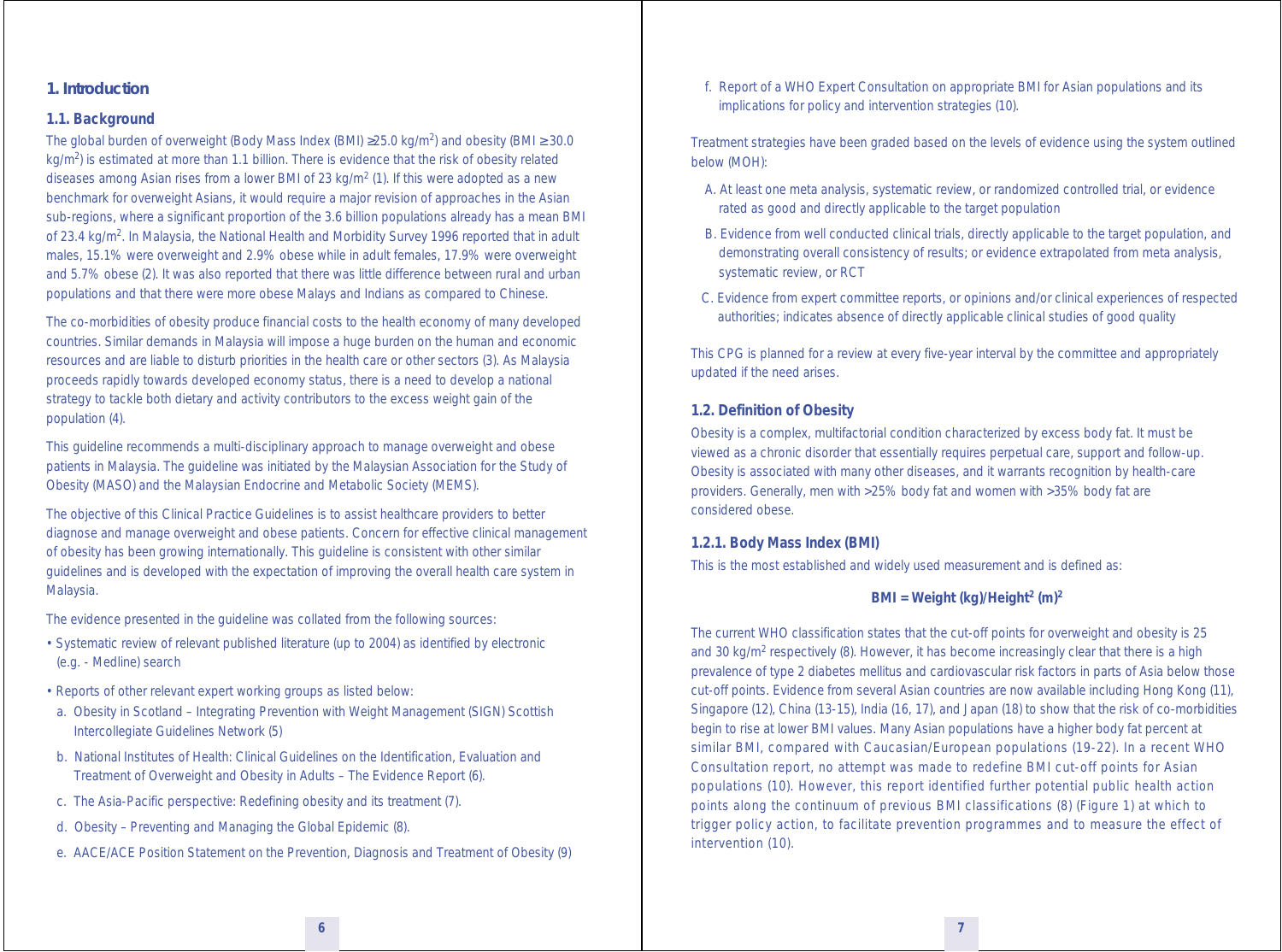# 1. Introduction

## 1.1. Background

The global burden of overweight (Body Mass Index (BMI) ≥25.0 kg/m$^2$) and obesity (BMI ≥ 30.0 kg/m$^2$) is estimated at more than 1.1 billion. There is evidence that the risk of obesity related diseases among Asian rises from a lower BMI of 23 kg/m$^2$ (1). If this were adopted as a new benchmark for overweight Asians, it would require a major revision of approaches in the Asian sub-regions, where a significant proportion of the 3.6 billion populations already has a mean BMI of 23.4 kg/m$^2$. In Malaysia, the National Health and Morbidity Survey 1996 reported that in adult males, 15.1% were overweight and 2.9% obese while in adult females, 17.9% were overweight and 5.7% obese (2). It was also reported that there was little difference between rural and urban populations and that there were more obese Malays and Indians as compared to Chinese.

The co-morbidities of obesity produce financial costs to the health economy of many developed countries. Similar demands in Malaysia will impose a huge burden on the human and economic resources and are liable to disturb priorities in the health care or other sectors (3). As Malaysia proceeds rapidly towards developed economy status, there is a need to develop a national strategy to tackle both dietary and activity contributors to the excess weight gain of the population (4).

This guideline recommends a multi-disciplinary approach to manage overweight and obese patients in Malaysia. The guideline was initiated by the Malaysian Association for the Study of Obesity (MASO) and the Malaysian Endocrine and Metabolic Society (MEMS).

The objective of this Clinical Practice Guidelines is to assist healthcare providers to better diagnose and manage overweight and obese patients. Concern for effective clinical management of obesity has been growing internationally. This guideline is consistent with other similar guidelines and is developed with the expectation of improving the overall health care system in Malaysia.

The evidence presented in the guideline was collated from the following sources:

- Systematic review of relevant published literature (up to 2004) as identified by electronic (e.g. - Medline) search
- Reports of other relevant expert working groups as listed below:
  a. Obesity in Scotland – Integrating Prevention with Weight Management (SIGN) Scottish Intercollegiate Guidelines Network (5)
  b. National Institutes of Health: Clinical Guidelines on the Identification, Evaluation and Treatment of Overweight and Obesity in Adults – The Evidence Report (6).
  c. The Asia-Pacific perspective: Redefining obesity and its treatment (7).
  d. Obesity – Preventing and Managing the Global Epidemic (8).
  e. AACE/ACE Position Statement on the Prevention, Diagnosis and Treatment of Obesity (9)
  f. Report of a WHO Expert Consultation on appropriate BMI for Asian populations and its implications for policy and intervention strategies (10).

Treatment strategies have been graded based on the levels of evidence using the system outlined below (MOH):

A. At least one meta analysis, systematic review, or randomized controlled trial, or evidence rated as good and directly applicable to the target population

B. Evidence from well conducted clinical trials, directly applicable to the target population, and demonstrating overall consistency of results; or evidence extrapolated from meta analysis, systematic review, or RCT

C. Evidence from expert committee reports, or opinions and/or clinical experiences of respected authorities; indicates absence of directly applicable clinical studies of good quality

This CPG is planned for a review at every five-year interval by the committee and appropriately updated if the need arises.

## 1.2. Definition of Obesity

Obesity is a complex, multifactorial condition characterized by excess body fat. It must be viewed as a chronic disorder that essentially requires perpetual care, support and follow-up. Obesity is associated with many other diseases, and it warrants recognition by health-care providers. Generally, men with >25% body fat and women with >35% body fat are considered obese.

### 1.2.1. Body Mass Index (BMI)

This is the most established and widely used measurement and is defined as:

$$\textbf{BMI} = \textbf{Weight (kg)/Height}^2\ \textbf{(m)}^2$$

The current WHO classification states that the cut-off points for overweight and obesity is 25 and 30 kg/m$^2$ respectively (8). However, it has become increasingly clear that there is a high prevalence of type 2 diabetes mellitus and cardiovascular risk factors in parts of Asia below those cut-off points. Evidence from several Asian countries are now available including Hong Kong (11), Singapore (12), China (13-15), India (16, 17), and Japan (18) to show that the risk of co-morbidities begin to rise at lower BMI values. Many Asian populations have a higher body fat percent at similar BMI, compared with Caucasian/European populations (19-22). In a recent WHO Consultation report, no attempt was made to redefine BMI cut-off points for Asian populations (10). However, this report identified further potential public health action points along the continuum of previous BMI classifications (8) (Figure 1) at which to trigger policy action, to facilitate prevention programmes and to measure the effect of intervention (10).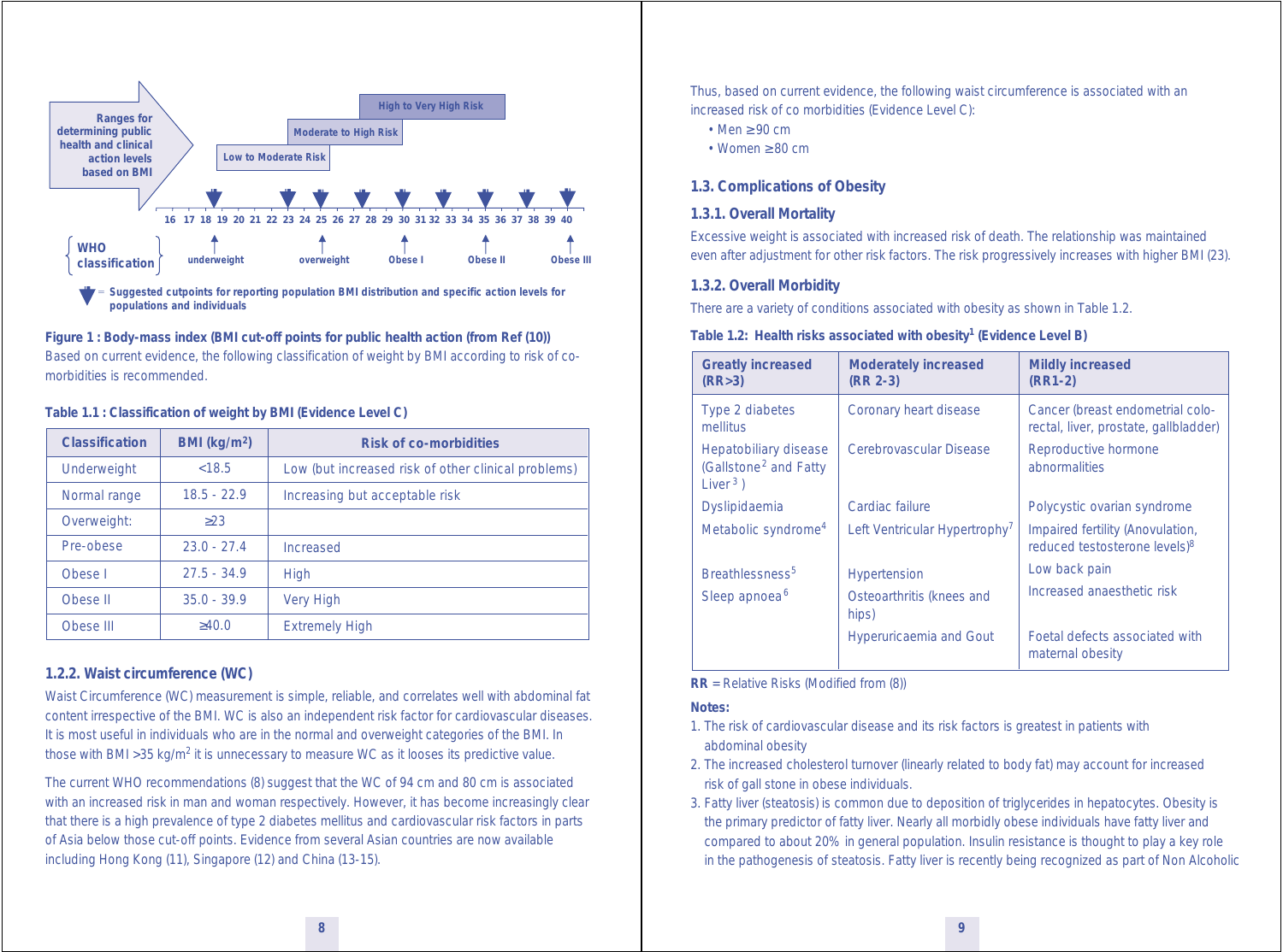Ranges for determining public health and clinical action levels based on BMI

High to Very High Risk

Moderate to High Risk

Low to Moderate Risk

16 17 18 19 20 21 22 23 24 25 26 27 28 29 30 31 32 33 34 35 36 37 38 39 40

WHO classification: underweight, overweight, Obese I, Obese II, Obese III

▼ = Suggested cutpoints for reporting population BMI distribution and specific action levels for populations and individuals

**Figure 1 : Body-mass index (BMI cut-off points for public health action (from Ref (10))**

Based on current evidence, the following classification of weight by BMI according to risk of co-morbidities is recommended.

**Table 1.1 : Classification of weight by BMI (Evidence Level C)**

| Classification | BMI (kg/m²) | Risk of co-morbidities |
|---|---|---|
| Underweight | <18.5 | Low (but increased risk of other clinical problems) |
| Normal range | 18.5 - 22.9 | Increasing but acceptable risk |
| Overweight: | ≥23 | |
| Pre-obese | 23.0 - 27.4 | Increased |
| Obese I | 27.5 - 34.9 | High |
| Obese II | 35.0 - 39.9 | Very High |
| Obese III | ≥40.0 | Extremely High |

### 1.2.2. Waist circumference (WC)

Waist Circumference (WC) measurement is simple, reliable, and correlates well with abdominal fat content irrespective of the BMI. WC is also an independent risk factor for cardiovascular diseases. It is most useful in individuals who are in the normal and overweight categories of the BMI. In those with BMI >35 kg/m$^2$ it is unnecessary to measure WC as it looses its predictive value.

The current WHO recommendations (8) suggest that the WC of 94 cm and 80 cm is associated with an increased risk in man and woman respectively. However, it has become increasingly clear that there is a high prevalence of type 2 diabetes mellitus and cardiovascular risk factors in parts of Asia below those cut-off points. Evidence from several Asian countries are now available including Hong Kong (11), Singapore (12) and China (13-15).

Thus, based on current evidence, the following waist circumference is associated with an increased risk of co morbidities (Evidence Level C):

- Men ≥90 cm
- Women ≥80 cm

## 1.3. Complications of Obesity

### 1.3.1. Overall Mortality

Excessive weight is associated with increased risk of death. The relationship was maintained even after adjustment for other risk factors. The risk progressively increases with higher BMI (23).

### 1.3.2. Overall Morbidity

There are a variety of conditions associated with obesity as shown in Table 1.2.

**Table 1.2: Health risks associated with obesity[1] (Evidence Level B)**

| Greatly increased (RR>3) | Moderately increased (RR 2-3) | Mildly increased (RR1-2) |
|---|---|---|
| Type 2 diabetes mellitus | Coronary heart disease | Cancer (breast endometrial colo-rectal, liver, prostate, gallbladder) |
| Hepatobiliary disease (Gallstone[2] and Fatty Liver[3]) | Cerebrovascular Disease | Reproductive hormone abnormalities |
| Dyslipidaemia | Cardiac failure | Polycystic ovarian syndrome |
| Metabolic syndrome[4] | Left Ventricular Hypertrophy[7] | Impaired fertility (Anovulation, reduced testosterone levels)[8] |
| Breathlessness[5] | Hypertension | Low back pain |
| Sleep apnoea[6] | Osteoarthritis (knees and hips) | Increased anaesthetic risk |
| | Hyperuricaemia and Gout | Foetal defects associated with maternal obesity |

**RR** = Relative Risks (Modified from (8))

**Notes:**

1. The risk of cardiovascular disease and its risk factors is greatest in patients with abdominal obesity
2. The increased cholesterol turnover (linearly related to body fat) may account for increased risk of gall stone in obese individuals.
3. Fatty liver (steatosis) is common due to deposition of triglycerides in hepatocytes. Obesity is the primary predictor of fatty liver. Nearly all morbidly obese individuals have fatty liver and compared to about 20% in general population. Insulin resistance is thought to play a key role in the pathogenesis of steatosis. Fatty liver is recently being recognized as part of Non Alcoholic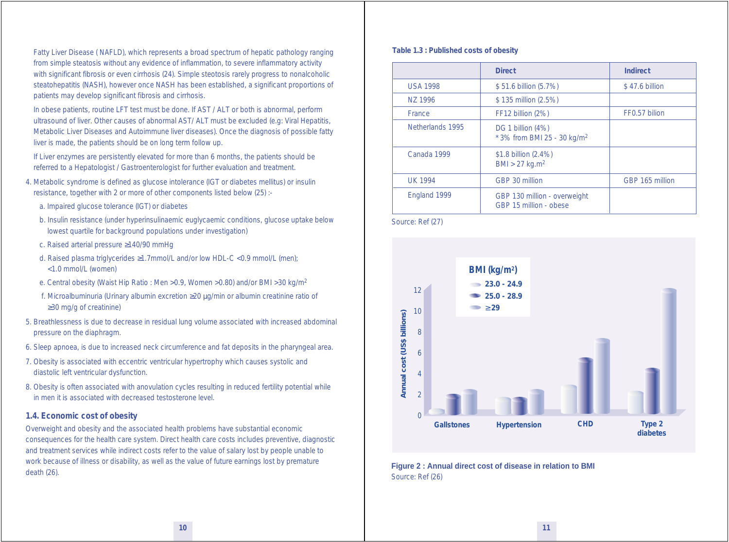Fatty Liver Disease ( NAFLD), which represents a broad spectrum of hepatic pathology ranging from simple steatosis without any evidence of inflammation, to severe inflammatory activity with significant fibrosis or even cirrhosis (24). Simple steotosis rarely progress to nonalcoholic steatohepatitis (NASH), however once NASH has been established, a significant proportions of patients may develop significant fibrosis and cirrhosis.

In obese patients, routine LFT test must be done. If AST / ALT or both is abnormal, perform ultrasound of liver. Other causes of abnormal AST/ ALT must be excluded (e.g: Viral Hepatitis, Metabolic Liver Diseases and Autoimmune liver diseases). Once the diagnosis of possible fatty liver is made, the patients should be on long term follow up.

If Liver enzymes are persistently elevated for more than 6 months, the patients should be referred to a Hepatologist / Gastroenterologist for further evaluation and treatment.

4. Metabolic syndrome is defined as glucose intolerance (IGT or diabetes mellitus) or insulin resistance, together with 2 or more of other components listed below (25) :-
   a. Impaired glucose tolerance (IGT) or diabetes
   b. Insulin resistance (under hyperinsulinaemic euglycaemic conditions, glucose uptake below lowest quartile for background populations under investigation)
   c. Raised arterial pressure ≥140/90 mmHg
   d. Raised plasma triglycerides ≥1.7mmol/L and/or low HDL-C <0.9 mmol/L (men); <1.0 mmol/L (women)
   e. Central obesity (Waist Hip Ratio : Men >0.9, Women >0.80) and/or BMI >30 kg/$m^2$
   f. Microalbuminuria (Urinary albumin excretion ≥20 μg/min or albumin creatinine ratio of ≥30 mg/g of creatinine)
5. Breathlessness is due to decrease in residual lung volume associated with increased abdominal pressure on the diaphragm.
6. Sleep apnoea, is due to increased neck circumference and fat deposits in the pharyngeal area.
7. Obesity is associated with eccentric ventricular hypertrophy which causes systolic and diastolic left ventricular dysfunction.
8. Obesity is often associated with anovulation cycles resulting in reduced fertility potential while in men it is associated with decreased testosterone level.

### 1.4. Economic cost of obesity

Overweight and obesity and the associated health problems have substantial economic consequences for the health care system. Direct health care costs includes preventive, diagnostic and treatment services while indirect costs refer to the value of salary lost by people unable to work because of illness or disability, as well as the value of future earnings lost by premature death (26).

**Table 1.3 : Published costs of obesity**

| | Direct | Indirect |
|---|---|---|
| USA 1998 | $ 51.6 billion (5.7% ) | $ 47.6 billion |
| NZ 1996 | $ 135 million (2.5% ) | |
| France | FF12 billion (2% ) | FF0.57 bilion |
| Netherlands 1995 | DG 1 billion (4% )<br>* 3% from BMI 25 - 30 kg/$m^2$ | |
| Canada 1999 | $1.8 billion (2.4% )<br>BMI > 27 kg.$m^2$ | |
| UK 1994 | GBP 30 million | GBP 165 million |
| England 1999 | GBP 130 million - overweight<br>GBP 15 million - obese | |

Source: Ref (27)

**Figure 2 : Annual direct cost of disease in relation to BMI**
Source: Ref (26)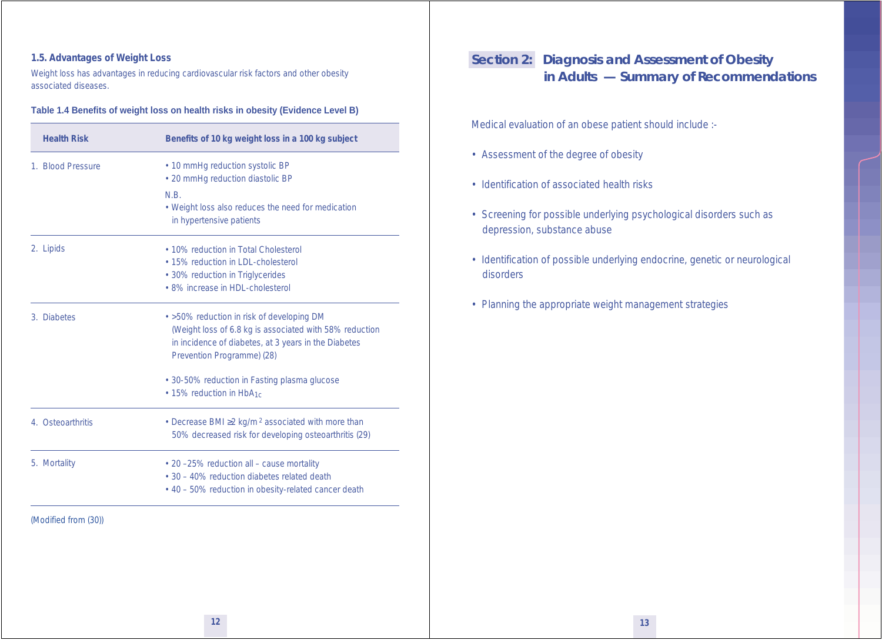### 1.5. Advantages of Weight Loss

Weight loss has advantages in reducing cardiovascular risk factors and other obesity associated diseases.

**Table 1.4 Benefits of weight loss on health risks in obesity (Evidence Level B)**

| Health Risk | Benefits of 10 kg weight loss in a 100 kg subject |
|---|---|
| 1. Blood Pressure | • 10 mmHg reduction systolic BP<br>• 20 mmHg reduction diastolic BP<br>N.B.<br>• Weight loss also reduces the need for medication in hypertensive patients |
| 2. Lipids | • 10% reduction in Total Cholesterol<br>• 15% reduction in LDL-cholesterol<br>• 30% reduction in Triglycerides<br>• 8% increase in HDL-cholesterol |
| 3. Diabetes | • >50% reduction in risk of developing DM (Weight loss of 6.8 kg is associated with 58% reduction in incidence of diabetes, at 3 years in the Diabetes Prevention Programme) (28)<br>• 30-50% reduction in Fasting plasma glucose<br>• 15% reduction in $HbA_{1c}$ |
| 4. Osteoarthritis | • Decrease BMI ≥2 $kg/m^2$ associated with more than 50% decreased risk for developing osteoarthritis (29) |
| 5. Mortality | • 20 –25% reduction all – cause mortality<br>• 30 – 40% reduction diabetes related death<br>• 40 – 50% reduction in obesity-related cancer death |

(Modified from (30))

## Section 2: Diagnosis and Assessment of Obesity in Adults — Summary of Recommendations

Medical evaluation of an obese patient should include :-

- Assessment of the degree of obesity
- Identification of associated health risks
- Screening for possible underlying psychological disorders such as depression, substance abuse
- Identification of possible underlying endocrine, genetic or neurological disorders
- Planning the appropriate weight management strategies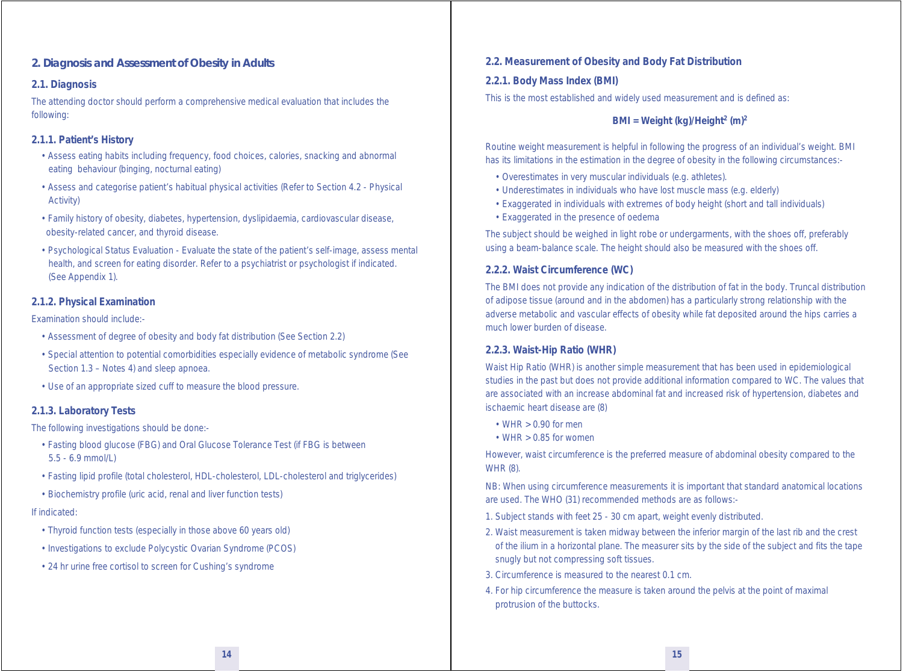## 2. Diagnosis and Assessment of Obesity in Adults

### 2.1. Diagnosis

The attending doctor should perform a comprehensive medical evaluation that includes the following:

#### 2.1.1. Patient's History

- Assess eating habits including frequency, food choices, calories, snacking and abnormal eating behaviour (binging, nocturnal eating)
- Assess and categorise patient's habitual physical activities (Refer to Section 4.2 - Physical Activity)
- Family history of obesity, diabetes, hypertension, dyslipidaemia, cardiovascular disease, obesity-related cancer, and thyroid disease.
- Psychological Status Evaluation - Evaluate the state of the patient's self-image, assess mental health, and screen for eating disorder. Refer to a psychiatrist or psychologist if indicated. (See Appendix 1).

#### 2.1.2. Physical Examination

Examination should include:-

- Assessment of degree of obesity and body fat distribution (See Section 2.2)
- Special attention to potential comorbidities especially evidence of metabolic syndrome (See Section 1.3 – Notes 4) and sleep apnoea.
- Use of an appropriate sized cuff to measure the blood pressure.

#### 2.1.3. Laboratory Tests

The following investigations should be done:-

- Fasting blood glucose (FBG) and Oral Glucose Tolerance Test (if FBG is between 5.5 - 6.9 mmol/L)
- Fasting lipid profile (total cholesterol, HDL-cholesterol, LDL-cholesterol and triglycerides)
- Biochemistry profile (uric acid, renal and liver function tests)

If indicated:

- Thyroid function tests (especially in those above 60 years old)
- Investigations to exclude Polycystic Ovarian Syndrome (PCOS)
- 24 hr urine free cortisol to screen for Cushing's syndrome

### 2.2. Measurement of Obesity and Body Fat Distribution

#### 2.2.1. Body Mass Index (BMI)

This is the most established and widely used measurement and is defined as:

$$\textbf{BMI = Weight (kg)/Height}^2\ \textbf{(m)}^2$$

Routine weight measurement is helpful in following the progress of an individual's weight. BMI has its limitations in the estimation in the degree of obesity in the following circumstances:-

- Overestimates in very muscular individuals (e.g. athletes).
- Underestimates in individuals who have lost muscle mass (e.g. elderly)
- Exaggerated in individuals with extremes of body height (short and tall individuals)
- Exaggerated in the presence of oedema

The subject should be weighed in light robe or undergarments, with the shoes off, preferably using a beam-balance scale. The height should also be measured with the shoes off.

#### 2.2.2. Waist Circumference (WC)

The BMI does not provide any indication of the distribution of fat in the body. Truncal distribution of adipose tissue (around and in the abdomen) has a particularly strong relationship with the adverse metabolic and vascular effects of obesity while fat deposited around the hips carries a much lower burden of disease.

#### 2.2.3. Waist-Hip Ratio (WHR)

Waist Hip Ratio (WHR) is another simple measurement that has been used in epidemiological studies in the past but does not provide additional information compared to WC. The values that are associated with an increase abdominal fat and increased risk of hypertension, diabetes and ischaemic heart disease are (8)

- WHR > 0.90 for men
- WHR > 0.85 for women

However, waist circumference is the preferred measure of abdominal obesity compared to the WHR (8).

NB: When using circumference measurements it is important that standard anatomical locations are used. The WHO (31) recommended methods are as follows:-

1. Subject stands with feet 25 - 30 cm apart, weight evenly distributed.
2. Waist measurement is taken midway between the inferior margin of the last rib and the crest of the ilium in a horizontal plane. The measurer sits by the side of the subject and fits the tape snugly but not compressing soft tissues.
3. Circumference is measured to the nearest 0.1 cm.
4. For hip circumference the measure is taken around the pelvis at the point of maximal protrusion of the buttocks.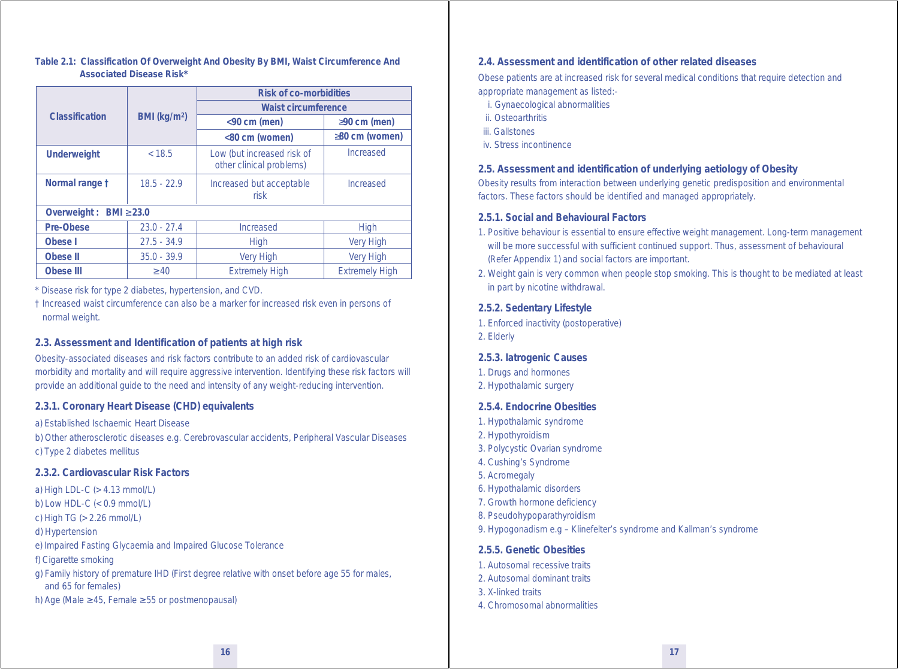**Table 2.1: Classification Of Overweight And Obesity By BMI, Waist Circumference And Associated Disease Risk***

| Classification | BMI (kg/m²) | Risk of co-morbidities | |
|---|---|---|---|
| | | Waist circumference | |
| | | <90 cm (men) | ≥90 cm (men) |
| | | <80 cm (women) | ≥80 cm (women) |
| **Underweight** | < 18.5 | Low (but increased risk of other clinical problems) | Increased |
| **Normal range †** | 18.5 - 22.9 | Increased but acceptable risk | Increased |
| **Overweight : BMI ≥23.0** | | | |
| **Pre-Obese** | 23.0 - 27.4 | Increased | High |
| **Obese I** | 27.5 - 34.9 | High | Very High |
| **Obese II** | 35.0 - 39.9 | Very High | Very High |
| **Obese III** | ≥40 | Extremely High | Extremely High |

\* Disease risk for type 2 diabetes, hypertension, and CVD.

† Increased waist circumference can also be a marker for increased risk even in persons of normal weight.

### 2.3. Assessment and Identification of patients at high risk

Obesity-associated diseases and risk factors contribute to an added risk of cardiovascular morbidity and mortality and will require aggressive intervention. Identifying these risk factors will provide an additional guide to the need and intensity of any weight-reducing intervention.

#### 2.3.1. Coronary Heart Disease (CHD) equivalents

a) Established Ischaemic Heart Disease
b) Other atherosclerotic diseases e.g. Cerebrovascular accidents, Peripheral Vascular Diseases
c) Type 2 diabetes mellitus

#### 2.3.2. Cardiovascular Risk Factors

a) High LDL-C (> 4.13 mmol/L)
b) Low HDL-C (< 0.9 mmol/L)
c) High TG (> 2.26 mmol/L)
d) Hypertension
e) Impaired Fasting Glycaemia and Impaired Glucose Tolerance
f) Cigarette smoking
g) Family history of premature IHD (First degree relative with onset before age 55 for males, and 65 for females)
h) Age (Male ≥45, Female ≥55 or postmenopausal)

### 2.4. Assessment and identification of other related diseases

Obese patients are at increased risk for several medical conditions that require detection and appropriate management as listed:-

i. Gynaecological abnormalities
ii. Osteoarthritis
iii. Gallstones
iv. Stress incontinence

### 2.5. Assessment and identification of underlying aetiology of Obesity

Obesity results from interaction between underlying genetic predisposition and environmental factors. These factors should be identified and managed appropriately.

#### 2.5.1. Social and Behavioural Factors

1. Positive behaviour is essential to ensure effective weight management. Long-term management will be more successful with sufficient continued support. Thus, assessment of behavioural (Refer Appendix 1) and social factors are important.
2. Weight gain is very common when people stop smoking. This is thought to be mediated at least in part by nicotine withdrawal.

#### 2.5.2. Sedentary Lifestyle

1. Enforced inactivity (postoperative)
2. Elderly

#### 2.5.3. Iatrogenic Causes

1. Drugs and hormones
2. Hypothalamic surgery

#### 2.5.4. Endocrine Obesities

1. Hypothalamic syndrome
2. Hypothyroidism
3. Polycystic Ovarian syndrome
4. Cushing's Syndrome
5. Acromegaly
6. Hypothalamic disorders
7. Growth hormone deficiency
8. Pseudohypoparathyroidism
9. Hypogonadism e.g – Klinefelter's syndrome and Kallman's syndrome

#### 2.5.5. Genetic Obesities

1. Autosomal recessive traits
2. Autosomal dominant traits
3. X-linked traits
4. Chromosomal abnormalities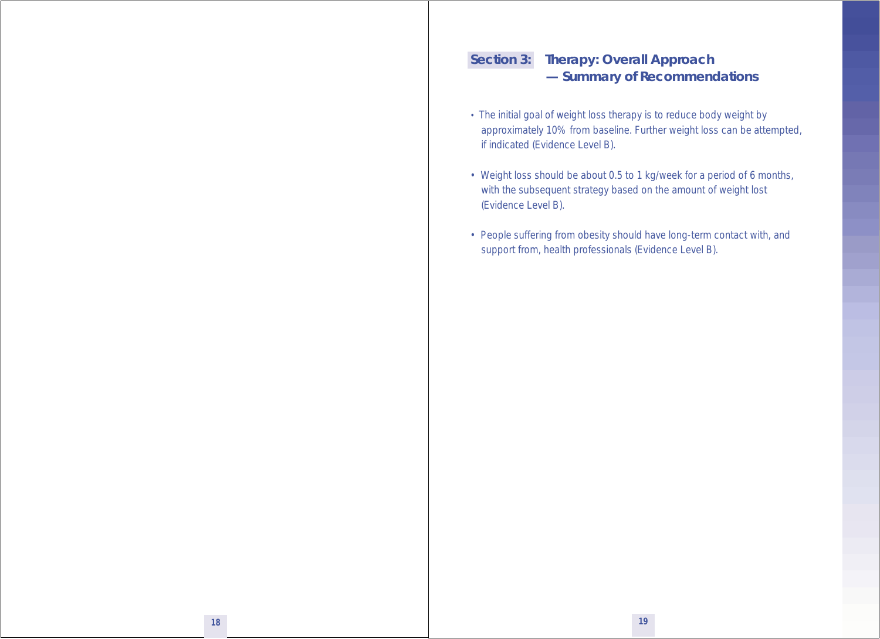## Section 3: Therapy: Overall Approach — Summary of Recommendations

- The initial goal of weight loss therapy is to reduce body weight by approximately 10% from baseline. Further weight loss can be attempted, if indicated (Evidence Level B).
- Weight loss should be about 0.5 to 1 kg/week for a period of 6 months, with the subsequent strategy based on the amount of weight lost (Evidence Level B).
- People suffering from obesity should have long-term contact with, and support from, health professionals (Evidence Level B).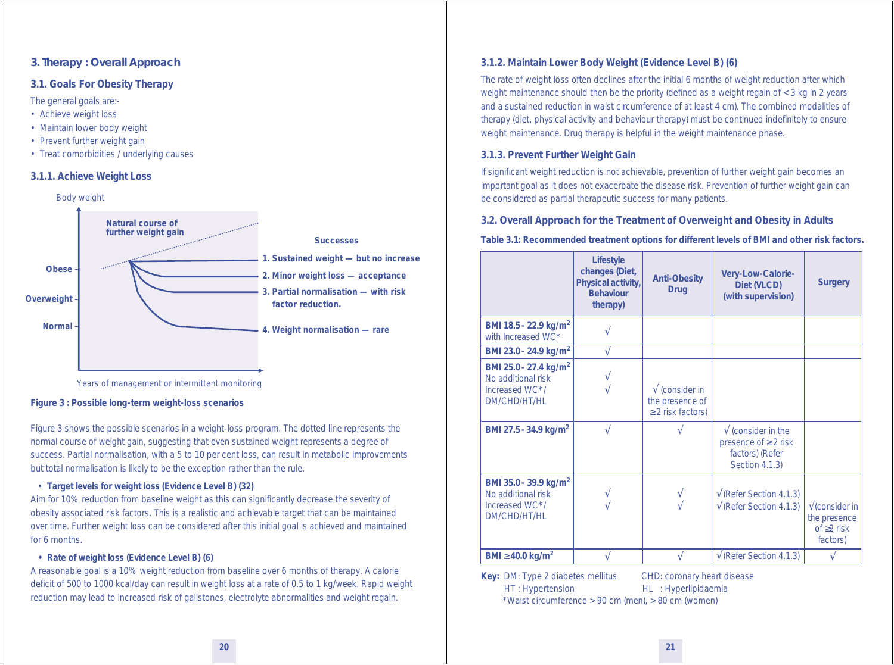## 3. Therapy : Overall Approach

### 3.1. Goals For Obesity Therapy

The general goals are:-

- Achieve weight loss
- Maintain lower body weight
- Prevent further weight gain
- Treat comorbidities / underlying causes

### 3.1.1. Achieve Weight Loss

Body weight

Natural course of further weight gain

Obese

Overweight

Normal

Successes

1. Sustained weight — but no increase
2. Minor weight loss — acceptance
3. Partial normalisation — with risk factor reduction.
4. Weight normalisation — rare

Years of management or intermittent monitoring

**Figure 3 : Possible long-term weight-loss scenarios**

Figure 3 shows the possible scenarios in a weight-loss program. The dotted line represents the normal course of weight gain, suggesting that even sustained weight represents a degree of success. Partial normalisation, with a 5 to 10 per cent loss, can result in metabolic improvements but total normalisation is likely to be the exception rather than the rule.

- **Target levels for weight loss (Evidence Level B) (32)**

Aim for 10% reduction from baseline weight as this can significantly decrease the severity of obesity associated risk factors. This is a realistic and achievable target that can be maintained over time. Further weight loss can be considered after this initial goal is achieved and maintained for 6 months.

- **Rate of weight loss (Evidence Level B) (6)**

A reasonable goal is a 10% weight reduction from baseline over 6 months of therapy. A calorie deficit of 500 to 1000 kcal/day can result in weight loss at a rate of 0.5 to 1 kg/week. Rapid weight reduction may lead to increased risk of gallstones, electrolyte abnormalities and weight regain.

### 3.1.2. Maintain Lower Body Weight (Evidence Level B) (6)

The rate of weight loss often declines after the initial 6 months of weight reduction after which weight maintenance should then be the priority (defined as a weight regain of < 3 kg in 2 years and a sustained reduction in waist circumference of at least 4 cm). The combined modalities of therapy (diet, physical activity and behaviour therapy) must be continued indefinitely to ensure weight maintenance. Drug therapy is helpful in the weight maintenance phase.

### 3.1.3. Prevent Further Weight Gain

If significant weight reduction is not achievable, prevention of further weight gain becomes an important goal as it does not exacerbate the disease risk. Prevention of further weight gain can be considered as partial therapeutic success for many patients.

### 3.2. Overall Approach for the Treatment of Overweight and Obesity in Adults

**Table 3.1: Recommended treatment options for different levels of BMI and other risk factors.**

| | Lifestyle changes (Diet, Physical activity, Behaviour therapy) | Anti-Obesity Drug | Very-Low-Calorie-Diet (VLCD) (with supervision) | Surgery |
|---|---|---|---|---|
| **BMI 18.5 - 22.9 kg/m²** with Increased WC* | √ | | | |
| **BMI 23.0 - 24.9 kg/m²** | √ | | | |
| **BMI 25.0 - 27.4 kg/m²** No additional risk Increased WC*/ DM/CHD/HT/HL | √ √ | √ (consider in the presence of ≥2 risk factors) | | |
| **BMI 27.5 - 34.9 kg/m²** | √ | √ | √ (consider in the presence of ≥2 risk factors) (Refer Section 4.1.3) | |
| **BMI 35.0 - 39.9 kg/m²** No additional risk Increased WC*/ DM/CHD/HT/HL | √ √ | √ √ | √ (Refer Section 4.1.3) √ (Refer Section 4.1.3) | √ (consider in the presence of ≥2 risk factors) |
| **BMI ≥40.0 kg/m²** | √ | √ | √ (Refer Section 4.1.3) | √ |

**Key:** DM: Type 2 diabetes mellitus &nbsp;&nbsp; CHD: coronary heart disease
HT : Hypertension &nbsp;&nbsp; HL : Hyperlipidaemia
*Waist circumference > 90 cm (men), > 80 cm (women)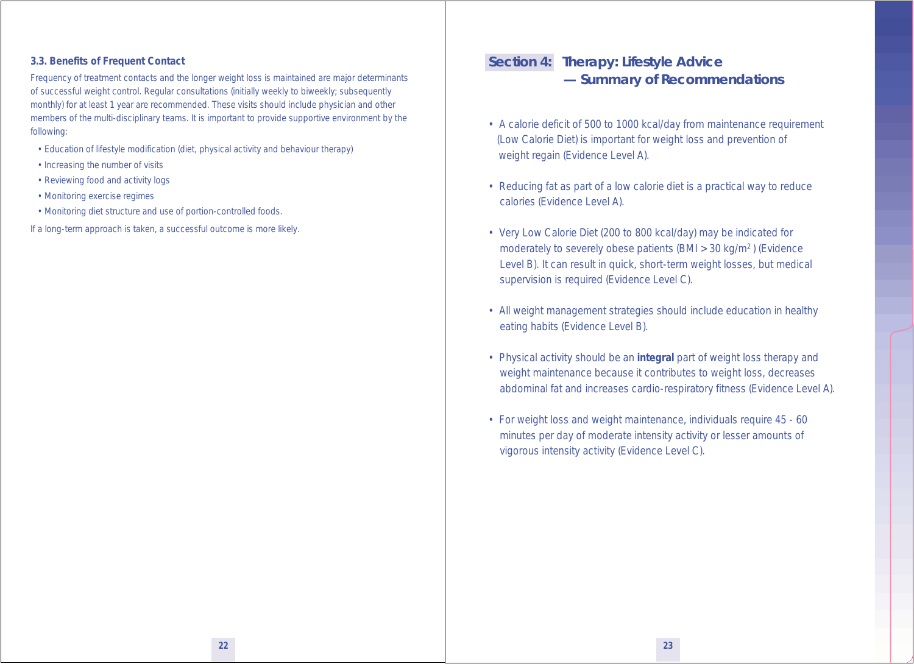### 3.3. Benefits of Frequent Contact

Frequency of treatment contacts and the longer weight loss is maintained are major determinants of successful weight control. Regular consultations (initially weekly to biweekly; subsequently monthly) for at least 1 year are recommended. These visits should include physician and other members of the multi-disciplinary teams. It is important to provide supportive environment by the following:

- Education of lifestyle modification (diet, physical activity and behaviour therapy)
- Increasing the number of visits
- Reviewing food and activity logs
- Monitoring exercise regimes
- Monitoring diet structure and use of portion-controlled foods.

If a long-term approach is taken, a successful outcome is more likely.

## Section 4: Therapy: Lifestyle Advice — Summary of Recommendations

- A calorie deficit of 500 to 1000 kcal/day from maintenance requirement (Low Calorie Diet) is important for weight loss and prevention of weight regain (Evidence Level A).
- Reducing fat as part of a low calorie diet is a practical way to reduce calories (Evidence Level A).
- Very Low Calorie Diet (200 to 800 kcal/day) may be indicated for moderately to severely obese patients (BMI > 30 kg/m$^2$) (Evidence Level B). It can result in quick, short-term weight losses, but medical supervision is required (Evidence Level C).
- All weight management strategies should include education in healthy eating habits (Evidence Level B).
- Physical activity should be an **integral** part of weight loss therapy and weight maintenance because it contributes to weight loss, decreases abdominal fat and increases cardio-respiratory fitness (Evidence Level A).
- For weight loss and weight maintenance, individuals require 45 - 60 minutes per day of moderate intensity activity or lesser amounts of vigorous intensity activity (Evidence Level C).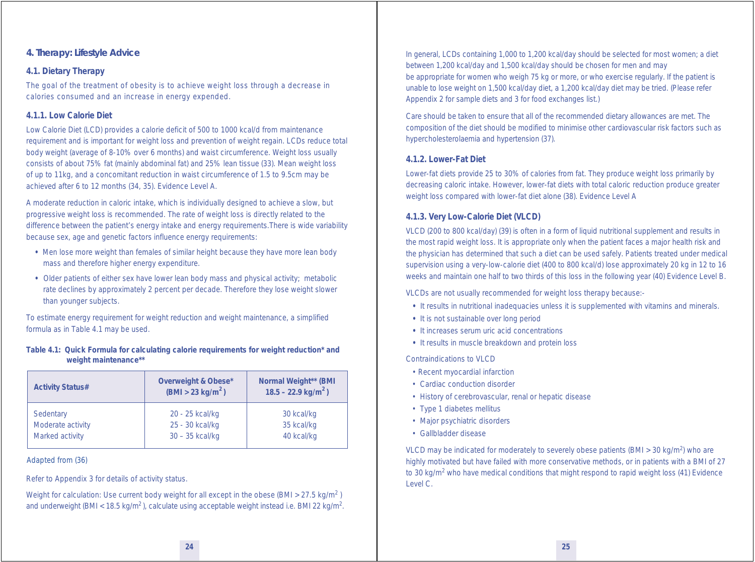## 4. Therapy: Lifestyle Advice

### 4.1. Dietary Therapy

The goal of the treatment of obesity is to achieve weight loss through a decrease in calories consumed and an increase in energy expended.

#### 4.1.1. Low Calorie Diet

Low Calorie Diet (LCD) provides a calorie deficit of 500 to 1000 kcal/d from maintenance requirement and is important for weight loss and prevention of weight regain. LCDs reduce total body weight (average of 8-10% over 6 months) and waist circumference. Weight loss usually consists of about 75% fat (mainly abdominal fat) and 25% lean tissue (33). Mean weight loss of up to 11kg, and a concomitant reduction in waist circumference of 1.5 to 9.5cm may be achieved after 6 to 12 months (34, 35). Evidence Level A.

A moderate reduction in caloric intake, which is individually designed to achieve a slow, but progressive weight loss is recommended. The rate of weight loss is directly related to the difference between the patient's energy intake and energy requirements.There is wide variability because sex, age and genetic factors influence energy requirements:

- Men lose more weight than females of similar height because they have more lean body mass and therefore higher energy expenditure.
- Older patients of either sex have lower lean body mass and physical activity; metabolic rate declines by approximately 2 percent per decade. Therefore they lose weight slower than younger subjects.

To estimate energy requirement for weight reduction and weight maintenance, a simplified formula as in Table 4.1 may be used.

**Table 4.1: Quick Formula for calculating calorie requirements for weight reduction* and weight maintenance****

| Activity Status# | Overweight & Obese* (BMI > 23 kg/m$^2$) | Normal Weight** (BMI 18.5 – 22.9 kg/m$^2$) |
|---|---|---|
| Sedentary | 20 - 25 kcal/kg | 30 kcal/kg |
| Moderate activity | 25 - 30 kcal/kg | 35 kcal/kg |
| Marked activity | 30 – 35 kcal/kg | 40 kcal/kg |

Adapted from (36)

Refer to Appendix 3 for details of activity status.

Weight for calculation: Use current body weight for all except in the obese (BMI > 27.5 kg/m$^2$) and underweight (BMI < 18.5 kg/m$^2$), calculate using acceptable weight instead i.e. BMI 22 kg/m$^2$.

In general, LCDs containing 1,000 to 1,200 kcal/day should be selected for most women; a diet between 1,200 kcal/day and 1,500 kcal/day should be chosen for men and may be appropriate for women who weigh 75 kg or more, or who exercise regularly. If the patient is unable to lose weight on 1,500 kcal/day diet, a 1,200 kcal/day diet may be tried. (Please refer Appendix 2 for sample diets and 3 for food exchanges list.)

Care should be taken to ensure that all of the recommended dietary allowances are met. The composition of the diet should be modified to minimise other cardiovascular risk factors such as hypercholesterolaemia and hypertension (37).

#### 4.1.2. Lower-Fat Diet

Lower-fat diets provide 25 to 30% of calories from fat. They produce weight loss primarily by decreasing caloric intake. However, lower-fat diets with total caloric reduction produce greater weight loss compared with lower-fat diet alone (38). Evidence Level A

#### 4.1.3. Very Low-Calorie Diet (VLCD)

VLCD (200 to 800 kcal/day) (39) is often in a form of liquid nutritional supplement and results in the most rapid weight loss. It is appropriate only when the patient faces a major health risk and the physician has determined that such a diet can be used safely. Patients treated under medical supervision using a very-low-calorie diet (400 to 800 kcal/d) lose approximately 20 kg in 12 to 16 weeks and maintain one half to two thirds of this loss in the following year (40) Evidence Level B.

VLCDs are not usually recommended for weight loss therapy because:-

- It results in nutritional inadequacies unless it is supplemented with vitamins and minerals.
- It is not sustainable over long period
- It increases serum uric acid concentrations
- It results in muscle breakdown and protein loss

Contraindications to VLCD

- Recent myocardial infarction
- Cardiac conduction disorder
- History of cerebrovascular, renal or hepatic disease
- Type 1 diabetes mellitus
- Major psychiatric disorders
- Gallbladder disease

VLCD may be indicated for moderately to severely obese patients (BMI > 30 kg/m$^2$) who are highly motivated but have failed with more conservative methods, or in patients with a BMI of 27 to 30 kg/m$^2$ who have medical conditions that might respond to rapid weight loss (41) Evidence Level C.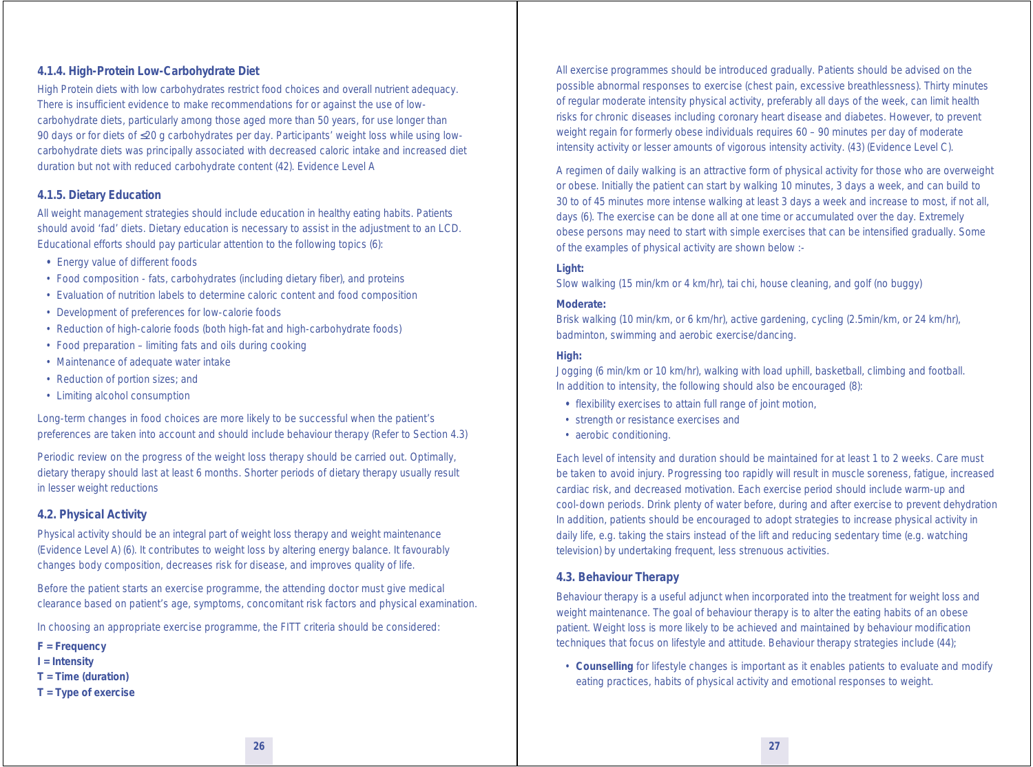#### 4.1.4. High-Protein Low-Carbohydrate Diet

High Protein diets with low carbohydrates restrict food choices and overall nutrient adequacy. There is insufficient evidence to make recommendations for or against the use of low-carbohydrate diets, particularly among those aged more than 50 years, for use longer than 90 days or for diets of ≤20 g carbohydrates per day. Participants' weight loss while using low-carbohydrate diets was principally associated with decreased caloric intake and increased diet duration but not with reduced carbohydrate content (42). Evidence Level A

#### 4.1.5. Dietary Education

All weight management strategies should include education in healthy eating habits. Patients should avoid 'fad' diets. Dietary education is necessary to assist in the adjustment to an LCD. Educational efforts should pay particular attention to the following topics (6):

- Energy value of different foods
- Food composition - fats, carbohydrates (including dietary fiber), and proteins
- Evaluation of nutrition labels to determine caloric content and food composition
- Development of preferences for low-calorie foods
- Reduction of high-calorie foods (both high-fat and high-carbohydrate foods)
- Food preparation – limiting fats and oils during cooking
- Maintenance of adequate water intake
- Reduction of portion sizes; and
- Limiting alcohol consumption

Long-term changes in food choices are more likely to be successful when the patient's preferences are taken into account and should include behaviour therapy (Refer to Section 4.3)

Periodic review on the progress of the weight loss therapy should be carried out. Optimally, dietary therapy should last at least 6 months. Shorter periods of dietary therapy usually result in lesser weight reductions

### 4.2. Physical Activity

Physical activity should be an integral part of weight loss therapy and weight maintenance (Evidence Level A) (6). It contributes to weight loss by altering energy balance. It favourably changes body composition, decreases risk for disease, and improves quality of life.

Before the patient starts an exercise programme, the attending doctor must give medical clearance based on patient's age, symptoms, concomitant risk factors and physical examination.

In choosing an appropriate exercise programme, the FITT criteria should be considered:

**F = Frequency**
**I = Intensity**
**T = Time (duration)**
**T = Type of exercise**

All exercise programmes should be introduced gradually. Patients should be advised on the possible abnormal responses to exercise (chest pain, excessive breathlessness). Thirty minutes of regular moderate intensity physical activity, preferably all days of the week, can limit health risks for chronic diseases including coronary heart disease and diabetes. However, to prevent weight regain for formerly obese individuals requires 60 – 90 minutes per day of moderate intensity activity or lesser amounts of vigorous intensity activity. (43) (Evidence Level C).

A regimen of daily walking is an attractive form of physical activity for those who are overweight or obese. Initially the patient can start by walking 10 minutes, 3 days a week, and can build to 30 to of 45 minutes more intense walking at least 3 days a week and increase to most, if not all, days (6). The exercise can be done all at one time or accumulated over the day. Extremely obese persons may need to start with simple exercises that can be intensified gradually. Some of the examples of physical activity are shown below :-

**Light:**
Slow walking (15 min/km or 4 km/hr), tai chi, house cleaning, and golf (no buggy)

**Moderate:**
Brisk walking (10 min/km, or 6 km/hr), active gardening, cycling (2.5min/km, or 24 km/hr), badminton, swimming and aerobic exercise/dancing.

**High:**
Jogging (6 min/km or 10 km/hr), walking with load uphill, basketball, climbing and football.
In addition to intensity, the following should also be encouraged (8):

- flexibility exercises to attain full range of joint motion,
- strength or resistance exercises and
- aerobic conditioning.

Each level of intensity and duration should be maintained for at least 1 to 2 weeks. Care must be taken to avoid injury. Progressing too rapidly will result in muscle soreness, fatigue, increased cardiac risk, and decreased motivation. Each exercise period should include warm-up and cool-down periods. Drink plenty of water before, during and after exercise to prevent dehydration In addition, patients should be encouraged to adopt strategies to increase physical activity in daily life, e.g. taking the stairs instead of the lift and reducing sedentary time (e.g. watching television) by undertaking frequent, less strenuous activities.

### 4.3. Behaviour Therapy

Behaviour therapy is a useful adjunct when incorporated into the treatment for weight loss and weight maintenance. The goal of behaviour therapy is to alter the eating habits of an obese patient. Weight loss is more likely to be achieved and maintained by behaviour modification techniques that focus on lifestyle and attitude. Behaviour therapy strategies include (44);

- **Counselling** for lifestyle changes is important as it enables patients to evaluate and modify eating practices, habits of physical activity and emotional responses to weight.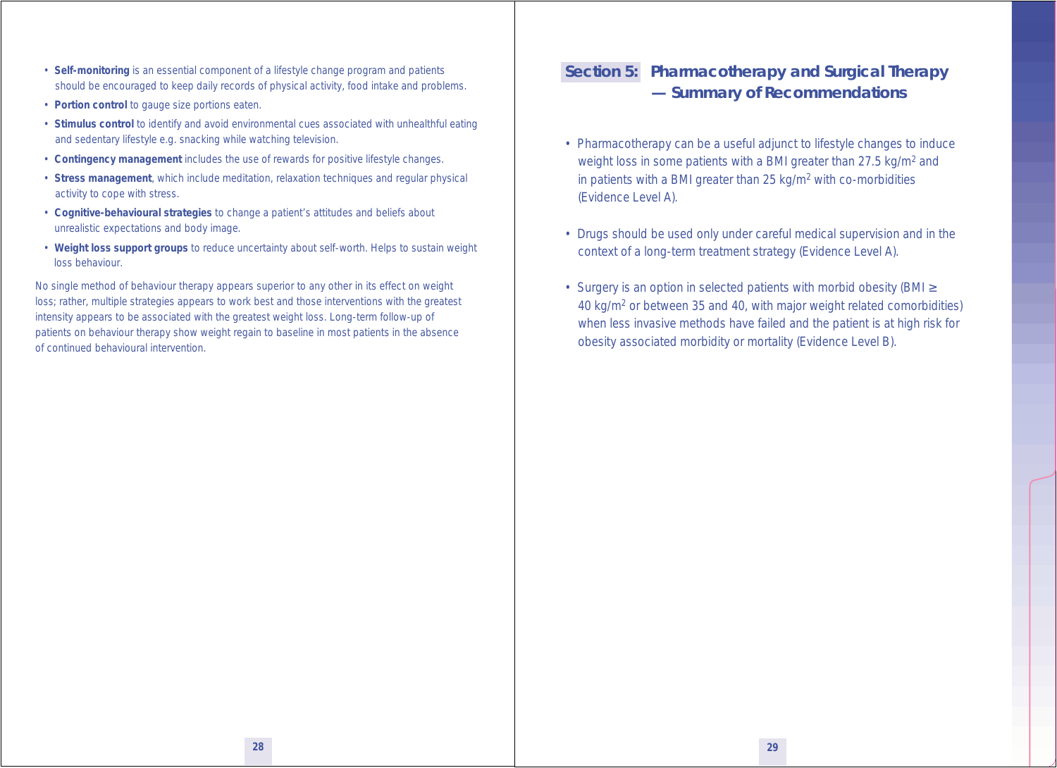- **Self-monitoring** is an essential component of a lifestyle change program and patients should be encouraged to keep daily records of physical activity, food intake and problems.
- **Portion control** to gauge size portions eaten.
- **Stimulus control** to identify and avoid environmental cues associated with unhealthful eating and sedentary lifestyle e.g. snacking while watching television.
- **Contingency management** includes the use of rewards for positive lifestyle changes.
- **Stress management**, which include meditation, relaxation techniques and regular physical activity to cope with stress.
- **Cognitive-behavioural strategies** to change a patient's attitudes and beliefs about unrealistic expectations and body image.
- **Weight loss support groups** to reduce uncertainty about self-worth. Helps to sustain weight loss behaviour.

No single method of behaviour therapy appears superior to any other in its effect on weight loss; rather, multiple strategies appears to work best and those interventions with the greatest intensity appears to be associated with the greatest weight loss. Long-term follow-up of patients on behaviour therapy show weight regain to baseline in most patients in the absence of continued behavioural intervention.

## Section 5: Pharmacotherapy and Surgical Therapy — Summary of Recommendations

- Pharmacotherapy can be a useful adjunct to lifestyle changes to induce weight loss in some patients with a BMI greater than 27.5 kg/m$^2$ and in patients with a BMI greater than 25 kg/m$^2$ with co-morbidities (Evidence Level A).
- Drugs should be used only under careful medical supervision and in the context of a long-term treatment strategy (Evidence Level A).
- Surgery is an option in selected patients with morbid obesity (BMI ≥ 40 kg/m$^2$ or between 35 and 40, with major weight related comorbidities) when less invasive methods have failed and the patient is at high risk for obesity associated morbidity or mortality (Evidence Level B).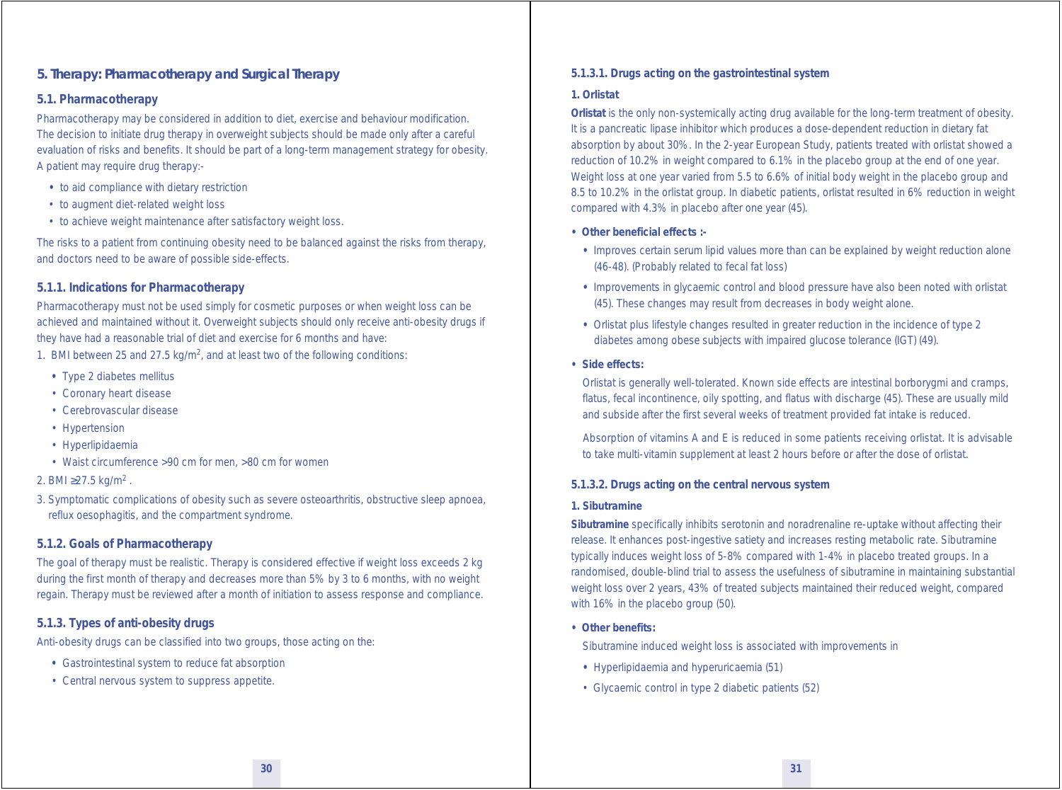## 5. Therapy: Pharmacotherapy and Surgical Therapy

### 5.1. Pharmacotherapy

Pharmacotherapy may be considered in addition to diet, exercise and behaviour modification. The decision to initiate drug therapy in overweight subjects should be made only after a careful evaluation of risks and benefits. It should be part of a long-term management strategy for obesity. A patient may require drug therapy:-

- to aid compliance with dietary restriction
- to augment diet-related weight loss
- to achieve weight maintenance after satisfactory weight loss.

The risks to a patient from continuing obesity need to be balanced against the risks from therapy, and doctors need to be aware of possible side-effects.

#### 5.1.1. Indications for Pharmacotherapy

Pharmacotherapy must not be used simply for cosmetic purposes or when weight loss can be achieved and maintained without it. Overweight subjects should only receive anti-obesity drugs if they have had a reasonable trial of diet and exercise for 6 months and have:

1. BMI between 25 and 27.5 kg/m$^2$, and at least two of the following conditions:
   - Type 2 diabetes mellitus
   - Coronary heart disease
   - Cerebrovascular disease
   - Hypertension
   - Hyperlipidaemia
   - Waist circumference >90 cm for men, >80 cm for women
2. BMI ≥27.5 kg/m$^2$ .
3. Symptomatic complications of obesity such as severe osteoarthritis, obstructive sleep apnoea, reflux oesophagitis, and the compartment syndrome.

#### 5.1.2. Goals of Pharmacotherapy

The goal of therapy must be realistic. Therapy is considered effective if weight loss exceeds 2 kg during the first month of therapy and decreases more than 5% by 3 to 6 months, with no weight regain. Therapy must be reviewed after a month of initiation to assess response and compliance.

#### 5.1.3. Types of anti-obesity drugs

Anti-obesity drugs can be classified into two groups, those acting on the:

- Gastrointestinal system to reduce fat absorption
- Central nervous system to suppress appetite.

##### 5.1.3.1. Drugs acting on the gastrointestinal system

**1. Orlistat**

**Orlistat** is the only non-systemically acting drug available for the long-term treatment of obesity. It is a pancreatic lipase inhibitor which produces a dose-dependent reduction in dietary fat absorption by about 30%. In the 2-year European Study, patients treated with orlistat showed a reduction of 10.2% in weight compared to 6.1% in the placebo group at the end of one year. Weight loss at one year varied from 5.5 to 6.6% of initial body weight in the placebo group and 8.5 to 10.2% in the orlistat group. In diabetic patients, orlistat resulted in 6% reduction in weight compared with 4.3% in placebo after one year (45).

- **Other beneficial effects :-**
  - Improves certain serum lipid values more than can be explained by weight reduction alone (46-48). (Probably related to fecal fat loss)
  - Improvements in glycaemic control and blood pressure have also been noted with orlistat (45). These changes may result from decreases in body weight alone.
  - Orlistat plus lifestyle changes resulted in greater reduction in the incidence of type 2 diabetes among obese subjects with impaired glucose tolerance (IGT) (49).

- **Side effects:**

  Orlistat is generally well-tolerated. Known side effects are intestinal borborygmi and cramps, flatus, fecal incontinence, oily spotting, and flatus with discharge (45). These are usually mild and subside after the first several weeks of treatment provided fat intake is reduced.

  Absorption of vitamins A and E is reduced in some patients receiving orlistat. It is advisable to take multi-vitamin supplement at least 2 hours before or after the dose of orlistat.

##### 5.1.3.2. Drugs acting on the central nervous system

**1. Sibutramine**

**Sibutramine** specifically inhibits serotonin and noradrenaline re-uptake without affecting their release. It enhances post-ingestive satiety and increases resting metabolic rate. Sibutramine typically induces weight loss of 5-8% compared with 1-4% in placebo treated groups. In a randomised, double-blind trial to assess the usefulness of sibutramine in maintaining substantial weight loss over 2 years, 43% of treated subjects maintained their reduced weight, compared with 16% in the placebo group (50).

- **Other benefits:**

  Sibutramine induced weight loss is associated with improvements in

  - Hyperlipidaemia and hyperuricaemia (51)
  - Glycaemic control in type 2 diabetic patients (52)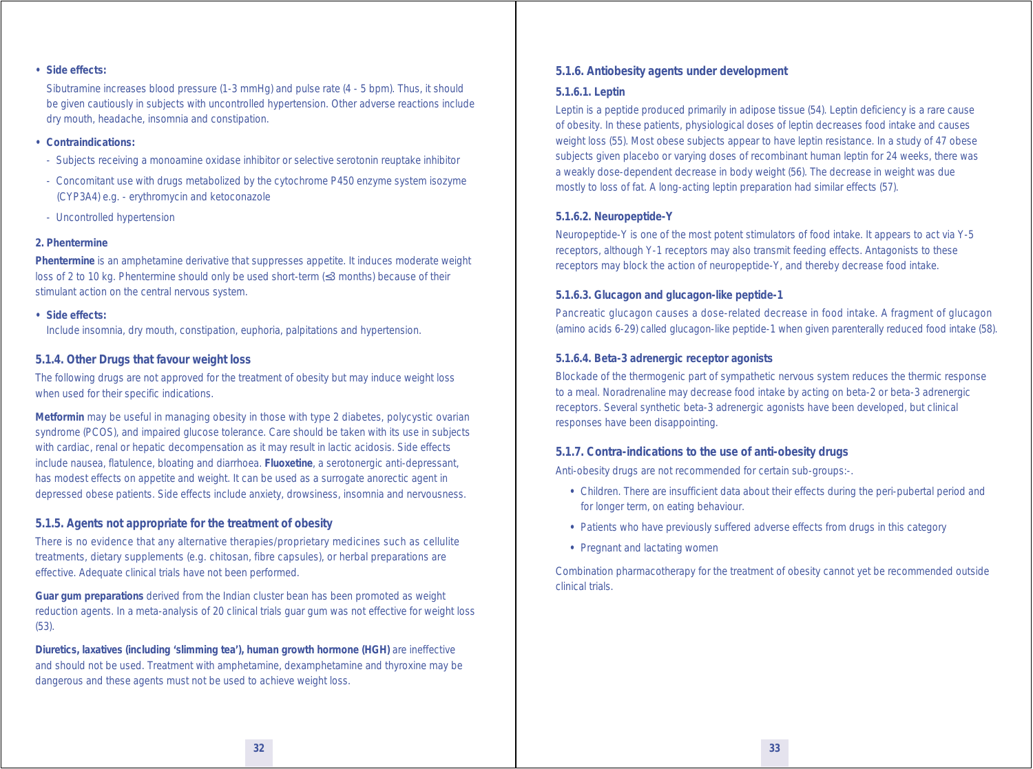- **Side effects:**

  Sibutramine increases blood pressure (1-3 mmHg) and pulse rate (4 - 5 bpm). Thus, it should be given cautiously in subjects with uncontrolled hypertension. Other adverse reactions include dry mouth, headache, insomnia and constipation.

- **Contraindications:**
  - Subjects receiving a monoamine oxidase inhibitor or selective serotonin reuptake inhibitor
  - Concomitant use with drugs metabolized by the cytochrome P450 enzyme system isozyme (CYP3A4) e.g. - erythromycin and ketoconazole
  - Uncontrolled hypertension

**2. Phentermine**

**Phentermine** is an amphetamine derivative that suppresses appetite. It induces moderate weight loss of 2 to 10 kg. Phentermine should only be used short-term (≤3 months) because of their stimulant action on the central nervous system.

- **Side effects:**

  Include insomnia, dry mouth, constipation, euphoria, palpitations and hypertension.

### 5.1.4. Other Drugs that favour weight loss

The following drugs are not approved for the treatment of obesity but may induce weight loss when used for their specific indications.

**Metformin** may be useful in managing obesity in those with type 2 diabetes, polycystic ovarian syndrome (PCOS), and impaired glucose tolerance. Care should be taken with its use in subjects with cardiac, renal or hepatic decompensation as it may result in lactic acidosis. Side effects include nausea, flatulence, bloating and diarrhoea. **Fluoxetine**, a serotonergic anti-depressant, has modest effects on appetite and weight. It can be used as a surrogate anorectic agent in depressed obese patients. Side effects include anxiety, drowsiness, insomnia and nervousness.

### 5.1.5. Agents not appropriate for the treatment of obesity

There is no evidence that any alternative therapies/proprietary medicines such as cellulite treatments, dietary supplements (e.g. chitosan, fibre capsules), or herbal preparations are effective. Adequate clinical trials have not been performed.

**Guar gum preparations** derived from the Indian cluster bean has been promoted as weight reduction agents. In a meta-analysis of 20 clinical trials guar gum was not effective for weight loss (53).

**Diuretics, laxatives (including 'slimming tea'), human growth hormone (HGH)** are ineffective and should not be used. Treatment with amphetamine, dexamphetamine and thyroxine may be dangerous and these agents must not be used to achieve weight loss.

### 5.1.6. Antiobesity agents under development

#### 5.1.6.1. Leptin

Leptin is a peptide produced primarily in adipose tissue (54). Leptin deficiency is a rare cause of obesity. In these patients, physiological doses of leptin decreases food intake and causes weight loss (55). Most obese subjects appear to have leptin resistance. In a study of 47 obese subjects given placebo or varying doses of recombinant human leptin for 24 weeks, there was a weakly dose-dependent decrease in body weight (56). The decrease in weight was due mostly to loss of fat. A long-acting leptin preparation had similar effects (57).

#### 5.1.6.2. Neuropeptide-Y

Neuropeptide-Y is one of the most potent stimulators of food intake. It appears to act via Y-5 receptors, although Y-1 receptors may also transmit feeding effects. Antagonists to these receptors may block the action of neuropeptide-Y, and thereby decrease food intake.

#### 5.1.6.3. Glucagon and glucagon-like peptide-1

Pancreatic glucagon causes a dose-related decrease in food intake. A fragment of glucagon (amino acids 6-29) called glucagon-like peptide-1 when given parenterally reduced food intake (58).

#### 5.1.6.4. Beta-3 adrenergic receptor agonists

Blockade of the thermogenic part of sympathetic nervous system reduces the thermic response to a meal. Noradrenaline may decrease food intake by acting on beta-2 or beta-3 adrenergic receptors. Several synthetic beta-3 adrenergic agonists have been developed, but clinical responses have been disappointing.

### 5.1.7. Contra-indications to the use of anti-obesity drugs

Anti-obesity drugs are not recommended for certain sub-groups:-.

- Children. There are insufficient data about their effects during the peri-pubertal period and for longer term, on eating behaviour.
- Patients who have previously suffered adverse effects from drugs in this category
- Pregnant and lactating women

Combination pharmacotherapy for the treatment of obesity cannot yet be recommended outside clinical trials.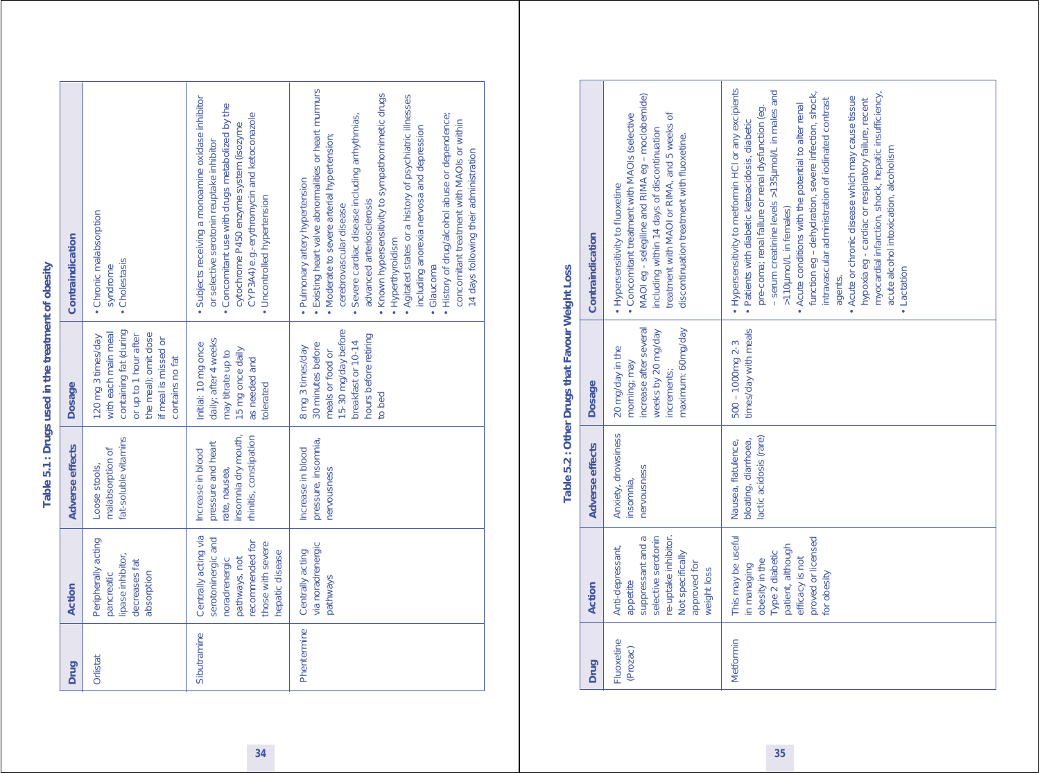## Table 5.1 : Drugs used in the treatment of obesity

| Drug | Action | Adverse effects | Dosage | Contraindication |
|---|---|---|---|---|
| Orlistat | Peripherally acting pancreatic lipase inhibitor, decreases fat absorption | Loose stools, malabsorption of fat-soluble vitamins | 120 mg 3 times/day with each main meal containing fat (during or up to 1 hour after the meal); omit dose if meal is missed or contains no fat | • Chronic malabsorption syndrome<br>• Cholestasis |
| Sibutramine | Centrally acting via serotoninergic and noradrenergic pathways, not recommended for those with severe hepatic disease | Increase in blood pressure and heart rate, nausea, insomnia dry mouth, rhinitis, constipation | Initial: 10 mg once daily; after 4 weeks may titrate up to 15 mg once daily as needed and tolerated | • Subjects receiving a monoamine oxidase inhibitor or selective serotonin reuptake inhibitor<br>• Concomitant use with drugs metabolized by the cytochrome P450 enzyme system (isozyme CYP3A4) e.g.- erythromycin and ketoconazole<br>• Uncontrolled hypertension |
| Phentermine | Centrally acting via noradrenergic pathways | Increase in blood pressure, insomnia, nervousness | 8 mg 3 times/day 30 minutes before meals or food or 15-30 mg/day before breakfast or 10-14 hours before retiring to bed | • Pulmonary artery hypertension<br>• Existing heart valve abnormalities or heart murmurs<br>• Moderate to severe arterial hypertension; cerebrovascular disease<br>• Severe cardiac disease including arrhythmias, advanced arteriosclerosis<br>• Known hypersensitivity to sympathomimetic drugs<br>• Hyperthyroidism<br>• Agitated states or a history of psychiatric illnesses including anorexia nervosa and depression<br>• Glaucoma<br>• History of drug/alcohol abuse or dependence; concomitant treatment with MAOIs or within 14 days following their administration |

## Table 5.2 : Other Drugs that Favour Weight Loss

| Drug | Action | Adverse effects | Dosage | Contraindication |
|---|---|---|---|---|
| Fluoxetine (Prozac) | Anti-depressant, appetite suppressant and a selective serotonin re-uptake inhibitor. Not specifically approved for weight loss | Anxiety, drowsiness insomnia, nervousness | 20 mg/day in the morning; may increase after several weeks by 20 mg/day increments; maximum: 60mg/day | • Hypersensitivity to fluoxetine<br>• Concomitant treatment with MAOIs (selective MAOI eg - selegiline and RIMA eg – moclobemide) including within 14 days of discontinuation treatment with MAOI or RIMA, and 5 weeks of discontinuation treatment with fluoxetine. |
| Metformin | This may be useful in managing obesity in the Type 2 diabetic patient, although efficacy is not proved or licensed for obesity | Nausea, flatulence, bloating, diarrhoea, lactic acidosis (rare) | 500 – 1000mg 2-3 times/day with meals | • Hypersensitivity to metformin HCl or any excipients<br>• Patients with diabetic ketoacidosis, diabetic pre-coma; renal failure or renal dysfunction (eg. – serum creatinine levels >135µmol/L in males and >110µmol/L in females)<br>• Acute conditions with the potential to alter renal function eg - dehydration, severe infection, shock, intravascular administration of iodinated contrast agents.<br>• Acute or chronic disease which may cause tissue hypoxia eg - cardiac or respiratory failure, recent myocardial infarction, shock, hepatic insufficiency, acute alcohol intoxication, alcoholism<br>• Lactation |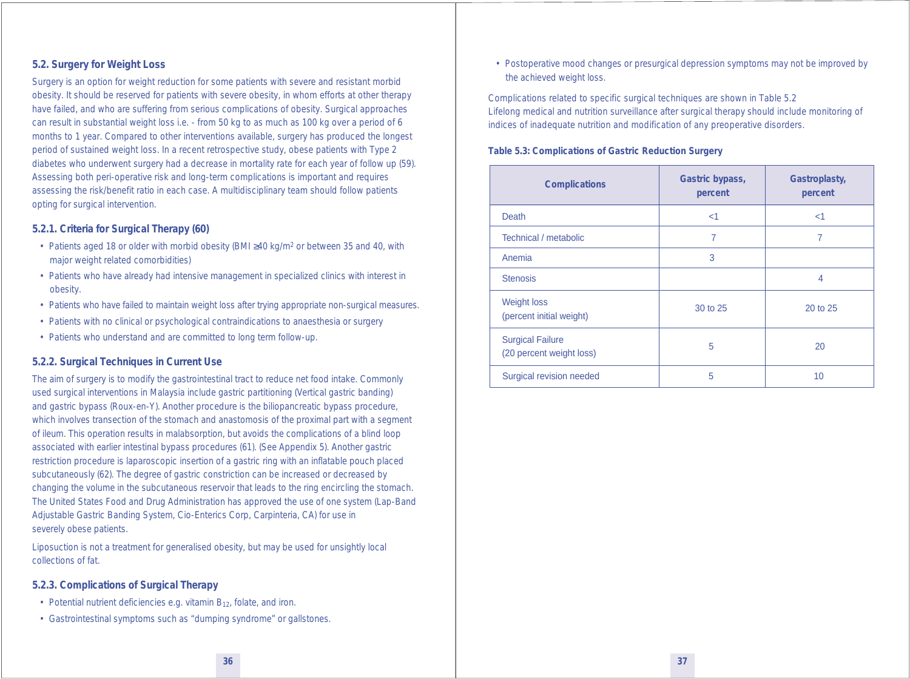## 5.2. Surgery for Weight Loss

Surgery is an option for weight reduction for some patients with severe and resistant morbid obesity. It should be reserved for patients with severe obesity, in whom efforts at other therapy have failed, and who are suffering from serious complications of obesity. Surgical approaches can result in substantial weight loss i.e. - from 50 kg to as much as 100 kg over a period of 6 months to 1 year. Compared to other interventions available, surgery has produced the longest period of sustained weight loss. In a recent retrospective study, obese patients with Type 2 diabetes who underwent surgery had a decrease in mortality rate for each year of follow up (59). Assessing both peri-operative risk and long-term complications is important and requires assessing the risk/benefit ratio in each case. A multidisciplinary team should follow patients opting for surgical intervention.

### 5.2.1. Criteria for Surgical Therapy (60)

- Patients aged 18 or older with morbid obesity (BMI ≥40 kg/m$^2$ or between 35 and 40, with major weight related comorbidities)
- Patients who have already had intensive management in specialized clinics with interest in obesity.
- Patients who have failed to maintain weight loss after trying appropriate non-surgical measures.
- Patients with no clinical or psychological contraindications to anaesthesia or surgery
- Patients who understand and are committed to long term follow-up.

### 5.2.2. Surgical Techniques in Current Use

The aim of surgery is to modify the gastrointestinal tract to reduce net food intake. Commonly used surgical interventions in Malaysia include gastric partitioning (Vertical gastric banding) and gastric bypass (Roux-en-Y). Another procedure is the biliopancreatic bypass procedure, which involves transection of the stomach and anastomosis of the proximal part with a segment of ileum. This operation results in malabsorption, but avoids the complications of a blind loop associated with earlier intestinal bypass procedures (61). (See Appendix 5). Another gastric restriction procedure is laparoscopic insertion of a gastric ring with an inflatable pouch placed subcutaneously (62). The degree of gastric constriction can be increased or decreased by changing the volume in the subcutaneous reservoir that leads to the ring encircling the stomach. The United States Food and Drug Administration has approved the use of one system (Lap-Band Adjustable Gastric Banding System, Cio-Enterics Corp, Carpinteria, CA) for use in severely obese patients.

Liposuction is not a treatment for generalised obesity, but may be used for unsightly local collections of fat.

### 5.2.3. Complications of Surgical Therapy

- Potential nutrient deficiencies e.g. vitamin $B_{12}$, folate, and iron.
- Gastrointestinal symptoms such as "dumping syndrome" or gallstones.
- Postoperative mood changes or presurgical depression symptoms may not be improved by the achieved weight loss.

Complications related to specific surgical techniques are shown in Table 5.2

Lifelong medical and nutrition surveillance after surgical therapy should include monitoring of indices of inadequate nutrition and modification of any preoperative disorders.

**Table 5.3: Complications of Gastric Reduction Surgery**

| Complications | Gastric bypass, percent | Gastroplasty, percent |
|---|---|---|
| Death | <1 | <1 |
| Technical / metabolic | 7 | 7 |
| Anemia | 3 | |
| Stenosis | | 4 |
| Weight loss (percent initial weight) | 30 to 25 | 20 to 25 |
| Surgical Failure (20 percent weight loss) | 5 | 20 |
| Surgical revision needed | 5 | 10 |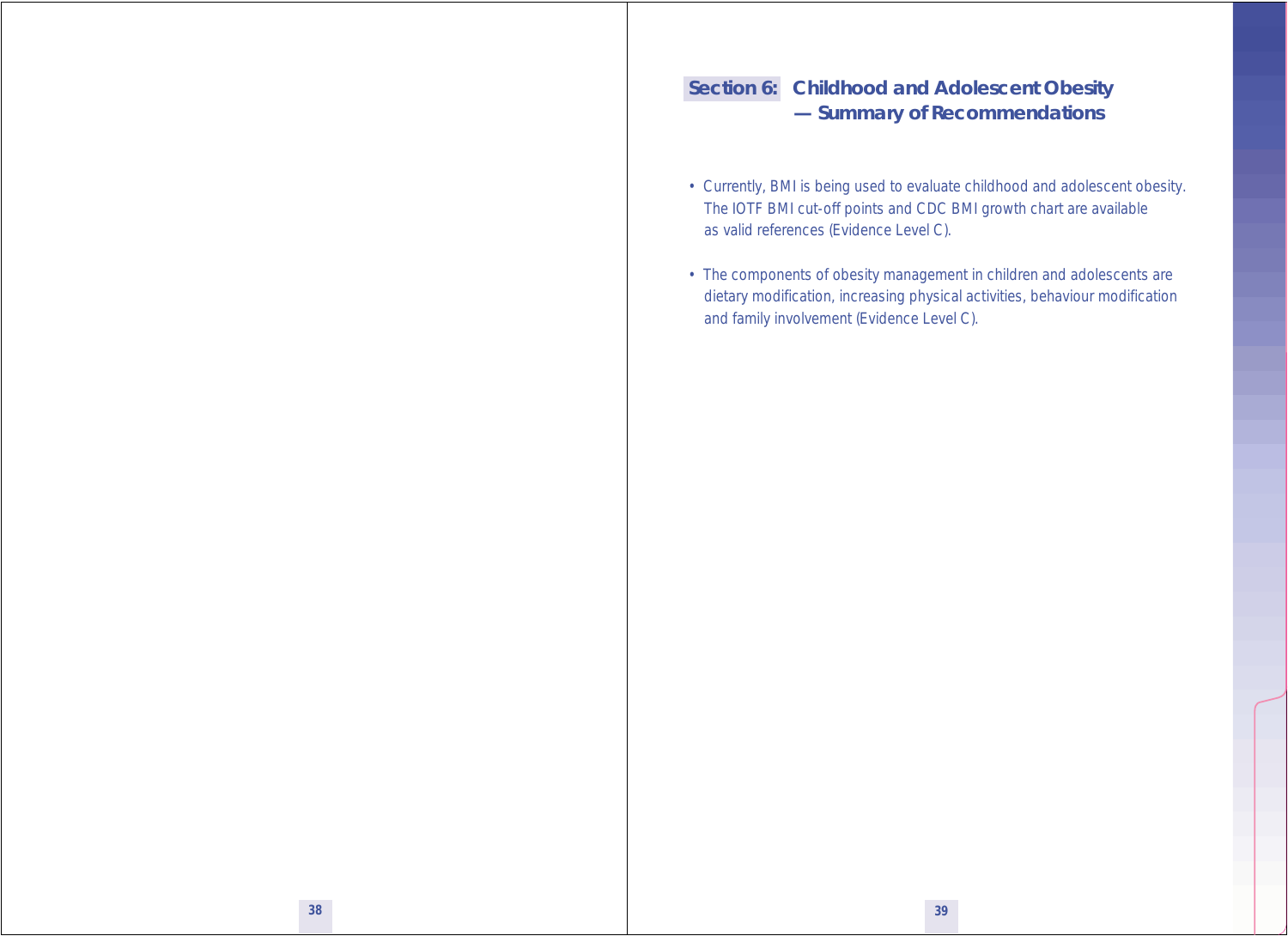## Section 6: Childhood and Adolescent Obesity — Summary of Recommendations

- Currently, BMI is being used to evaluate childhood and adolescent obesity. The IOTF BMI cut-off points and CDC BMI growth chart are available as valid references (Evidence Level C).
- The components of obesity management in children and adolescents are dietary modification, increasing physical activities, behaviour modification and family involvement (Evidence Level C).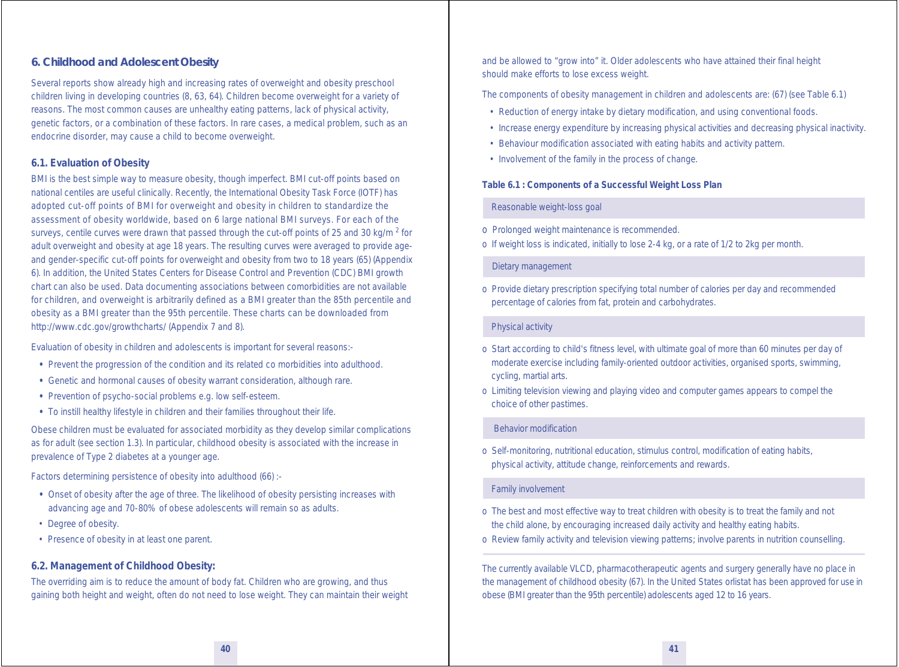## 6. Childhood and Adolescent Obesity

Several reports show already high and increasing rates of overweight and obesity preschool children living in developing countries (8, 63, 64). Children become overweight for a variety of reasons. The most common causes are unhealthy eating patterns, lack of physical activity, genetic factors, or a combination of these factors. In rare cases, a medical problem, such as an endocrine disorder, may cause a child to become overweight.

### 6.1. Evaluation of Obesity

BMI is the best simple way to measure obesity, though imperfect. BMI cut-off points based on national centiles are useful clinically. Recently, the International Obesity Task Force (IOTF) has adopted cut-off points of BMI for overweight and obesity in children to standardize the assessment of obesity worldwide, based on 6 large national BMI surveys. For each of the surveys, centile curves were drawn that passed through the cut-off points of 25 and 30 kg/m $^2$ for adult overweight and obesity at age 18 years. The resulting curves were averaged to provide age- and gender-specific cut-off points for overweight and obesity from two to 18 years (65) (Appendix 6). In addition, the United States Centers for Disease Control and Prevention (CDC) BMI growth chart can also be used. Data documenting associations between comorbidities are not available for children, and overweight is arbitrarily defined as a BMI greater than the 85th percentile and obesity as a BMI greater than the 95th percentile. These charts can be downloaded from http://www.cdc.gov/growthcharts/ (Appendix 7 and 8).

Evaluation of obesity in children and adolescents is important for several reasons:-

- Prevent the progression of the condition and its related co morbidities into adulthood.
- Genetic and hormonal causes of obesity warrant consideration, although rare.
- Prevention of psycho-social problems e.g. low self-esteem.
- To instill healthy lifestyle in children and their families throughout their life.

Obese children must be evaluated for associated morbidity as they develop similar complications as for adult (see section 1.3). In particular, childhood obesity is associated with the increase in prevalence of Type 2 diabetes at a younger age.

Factors determining persistence of obesity into adulthood (66) :-

- Onset of obesity after the age of three. The likelihood of obesity persisting increases with advancing age and 70-80% of obese adolescents will remain so as adults.
- Degree of obesity.
- Presence of obesity in at least one parent.

### 6.2. Management of Childhood Obesity:

The overriding aim is to reduce the amount of body fat. Children who are growing, and thus gaining both height and weight, often do not need to lose weight. They can maintain their weight and be allowed to "grow into" it. Older adolescents who have attained their final height should make efforts to lose excess weight.

The components of obesity management in children and adolescents are: (67) (see Table 6.1)

- Reduction of energy intake by dietary modification, and using conventional foods.
- Increase energy expenditure by increasing physical activities and decreasing physical inactivity.
- Behaviour modification associated with eating habits and activity pattern.
- Involvement of the family in the process of change.

**Table 6.1 : Components of a Successful Weight Loss Plan**

| Reasonable weight-loss goal |
|---|
| o Prolonged weight maintenance is recommended.<br>o If weight loss is indicated, initially to lose 2-4 kg, or a rate of 1/2 to 2kg per month. |
| **Dietary management** |
| o Provide dietary prescription specifying total number of calories per day and recommended percentage of calories from fat, protein and carbohydrates. |
| **Physical activity** |
| o Start according to child's fitness level, with ultimate goal of more than 60 minutes per day of moderate exercise including family-oriented outdoor activities, organised sports, swimming, cycling, martial arts.<br>o Limiting television viewing and playing video and computer games appears to compel the choice of other pastimes. |
| **Behavior modification** |
| o Self-monitoring, nutritional education, stimulus control, modification of eating habits, physical activity, attitude change, reinforcements and rewards. |
| **Family involvement** |
| o The best and most effective way to treat children with obesity is to treat the family and not the child alone, by encouraging increased daily activity and healthy eating habits.<br>o Review family activity and television viewing patterns; involve parents in nutrition counselling. |

The currently available VLCD, pharmacotherapeutic agents and surgery generally have no place in the management of childhood obesity (67). In the United States orlistat has been approved for use in obese (BMI greater than the 95th percentile) adolescents aged 12 to 16 years.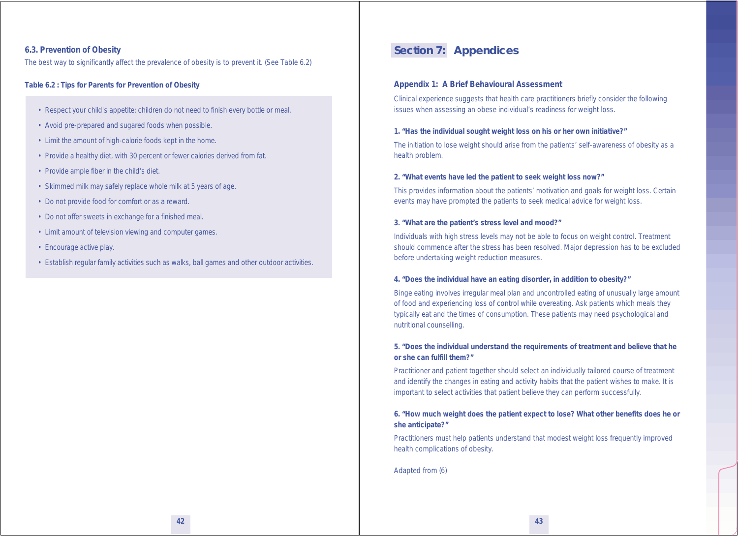### 6.3. Prevention of Obesity

The best way to significantly affect the prevalence of obesity is to prevent it. (See Table 6.2)

**Table 6.2 : Tips for Parents for Prevention of Obesity**

- Respect your child's appetite: children do not need to finish every bottle or meal.
- Avoid pre-prepared and sugared foods when possible.
- Limit the amount of high-calorie foods kept in the home.
- Provide a healthy diet, with 30 percent or fewer calories derived from fat.
- Provide ample fiber in the child's diet.
- Skimmed milk may safely replace whole milk at 5 years of age.
- Do not provide food for comfort or as a reward.
- Do not offer sweets in exchange for a finished meal.
- Limit amount of television viewing and computer games.
- Encourage active play.
- Establish regular family activities such as walks, ball games and other outdoor activities.

# Section 7: Appendices

## Appendix 1: A Brief Behavioural Assessment

Clinical experience suggests that health care practitioners briefly consider the following issues when assessing an obese individual's readiness for weight loss.

**1. "Has the individual sought weight loss on his or her own initiative?"**

The initiation to lose weight should arise from the patients' self-awareness of obesity as a health problem.

**2. "What events have led the patient to seek weight loss now?"**

This provides information about the patients' motivation and goals for weight loss. Certain events may have prompted the patients to seek medical advice for weight loss.

**3. "What are the patient's stress level and mood?"**

Individuals with high stress levels may not be able to focus on weight control. Treatment should commence after the stress has been resolved. Major depression has to be excluded before undertaking weight reduction measures.

**4. "Does the individual have an eating disorder, in addition to obesity?"**

Binge eating involves irregular meal plan and uncontrolled eating of unusually large amount of food and experiencing loss of control while overeating. Ask patients which meals they typically eat and the times of consumption. These patients may need psychological and nutritional counselling.

**5. "Does the individual understand the requirements of treatment and believe that he or she can fulfill them?"**

Practitioner and patient together should select an individually tailored course of treatment and identify the changes in eating and activity habits that the patient wishes to make. It is important to select activities that patient believe they can perform successfully.

**6. "How much weight does the patient expect to lose? What other benefits does he or she anticipate?"**

Practitioners must help patients understand that modest weight loss frequently improved health complications of obesity.

Adapted from (6)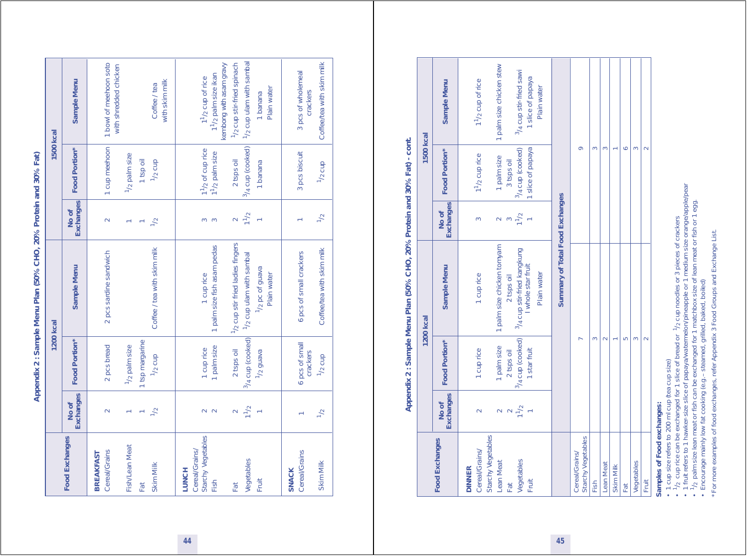## Appendix 2 : Sample Menu Plan (50% CHO, 20% Protein and 30% Fat)

| Food Exchanges | 1200 kcal | | | 1500 kcal | | |
|---|---|---|---|---|---|---|
| | No of Exchanges | Food Portion* | Sample Menu | No of Exchanges | Food Portion* | Sample Menu |
| **BREAKFAST** | | | | | | |
| Cereal/Grains | 2 | 2 pcs bread | 2 pcs sardine sandwich | 2 | 1 cup meehoon | 1 bowl of meehoon soto with shredded chicken |
| Fish/Lean Meat | 1 | 1/2 palm size | | 1 | 1/2 palm size | |
| Fat | 1 | 1 tsp margarine | | 1 | 1 tsp oil | |
| Skim Milk | 1/2 | 1/2 cup | Coffee / tea with skim milk | 1/2 | 1/2 cup | Coffee / tea with skim milk |
| **LUNCH** | | | | | | |
| Cereal/Grains/ Starchy Vegetables | 2 | 1 cup rice | 1 cup rice | 3 | 1 1/2 of cup rice | 1 1/2 cup of rice |
| Fish | 2 | 1 palm size | 1 palm size fish asam pedas | 3 | 1 1/2 palm size | 1 1/2 palm size ikan kembong with asam gravy |
| Fat | 2 | 2 tsps oil | 1/2 cup stir fried ladies fingers | 2 | 2 tsps oil | 1/2 cup stir-fried spinach |
| Vegetables | 1 1/2 | 3/4 cup (cooked) | 1/2 cup ulam with sambal | 1 1/2 | 3/4 cup (cooked) | 1/2 cup ulam with sambal |
| Fruit | 1 | 1/2 guava | 1/2 pc of guava | 1 | 1 banana | 1 banana |
| | | | Plain water | | | Plain water |
| **SNACK** | | | | | | |
| Cereal/Grains | 1 | 6 pcs of small crackers | 6 pcs of small crackers | 1 | 3 pcs biscuit | 3 pcs of wholemeal crackers |
| Skim Milk | 1/2 | 1/2 cup | Coffee/tea with skim milk | 1/2 | 1/2 cup | Coffee/tea with skim milk |

## Appendix 2 : Sample Menu Plan (50% CHO, 20% Protein and 30% Fat) - cont.

| Food Exchanges | 1200 kcal | | | 1500 kcal | | |
|---|---|---|---|---|---|---|
| | No of Exchanges | Food Portion* | Sample Menu | No of Exchanges | Food Portion* | Sample Menu |
| **DINNER** | | | | | | |
| Cereal/Grains/ Starchy Vegetables | 2 | 1 cup rice | 1 cup rice | 3 | 1 1/2 cup rice | 1 1/2 cup of rice |
| Lean Meat | 2 | 1 palm size | 1 palm size chicken tomyam | 2 | 1 palm size | 1 palm size chicken stew |
| Fat | 2 | 2 tsps oil | 2 tsps oil | 3 | 3 tsps oil | |
| Vegetables | 1 1/2 | 3/4 cup (cooked) | 3/4 cup stir-fried kangkung | 1 1/2 | 3/4 cup (cooked) | 3/4 cup stir-fried sawi |
| Fruit | 1 | 1 star fruit | I whole star fruit | 1 | 1 slice of papaya | 1 slice of papaya |
| | | | Plain water | | | Plain water |

| Summary of Total Food Exchanges | 1200 kcal | 1500 kcal |
|---|---|---|
| Cereal/Grains/ Starchy Vegetables | 7 | 9 |
| Fish | 3 | 3 |
| Lean Meat | 2 | 3 |
| Skim Milk | 1 | 1 |
| Fat | 5 | 6 |
| Vegetables | 3 | 3 |
| Fruit | 2 | 2 |

**Samples of Food exchanges:**

- 1 cup size refers to 200 ml cup (tea cup size)
- 1/2 cup rice can be exchanged for 1 slice of bread or 1/2 cup noodles or 3 pieces of crackers
- 1 fruit refers to 1 hawker size slice of papaya/watermelon/pineapple or 1 medium size orange/apple/pear
- 1/2 palm size lean meat or fish can be exchanged for 1 matchbox size of lean meat or fish or 1 egg.
- Encourage mainly low fat cooking (e.g.– steamed, grilled, baked, boiled)

* For more examples of food exchanges, refer Appendix 3 Food Groups and Exchange List.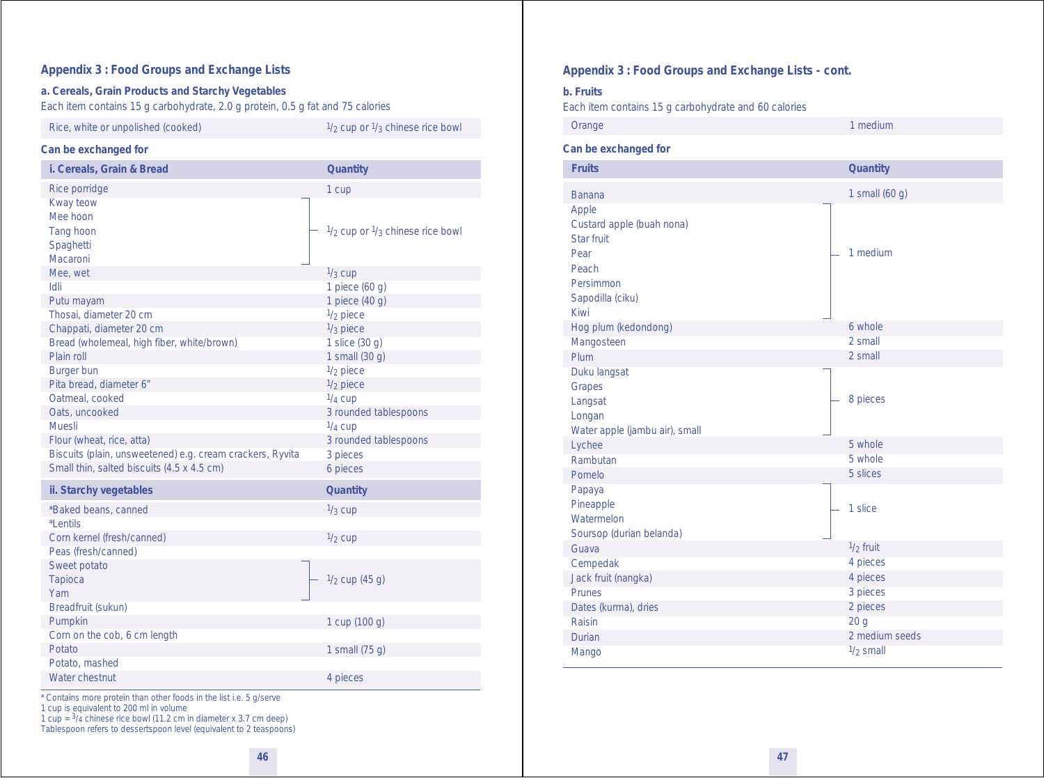## Appendix 3 : Food Groups and Exchange Lists

### a. Cereals, Grain Products and Starchy Vegetables

Each item contains 15 g carbohydrate, 2.0 g protein, 0.5 g fat and 75 calories

| Rice, white or unpolished (cooked) | 1/2 cup or 1/3 chinese rice bowl |
|---|---|

**Can be exchanged for**

| i. Cereals, Grain & Bread | Quantity |
|---|---|
| Rice porridge | 1 cup |
| Kway teow | 1/2 cup or 1/3 chinese rice bowl |
| Mee hoon | 1/2 cup or 1/3 chinese rice bowl |
| Tang hoon | 1/2 cup or 1/3 chinese rice bowl |
| Spaghetti | 1/2 cup or 1/3 chinese rice bowl |
| Macaroni | 1/2 cup or 1/3 chinese rice bowl |
| Mee, wet | 1/3 cup |
| Idli | 1 piece (60 g) |
| Putu mayam | 1 piece (40 g) |
| Thosai, diameter 20 cm | 1/2 piece |
| Chappati, diameter 20 cm | 1/3 piece |
| Bread (wholemeal, high fiber, white/brown) | 1 slice (30 g) |
| Plain roll | 1 small (30 g) |
| Burger bun | 1/2 piece |
| Pita bread, diameter 6" | 1/2 piece |
| Oatmeal, cooked | 1/4 cup |
| Oats, uncooked | 3 rounded tablespoons |
| Muesli | 1/4 cup |
| Flour (wheat, rice, atta) | 3 rounded tablespoons |
| Biscuits (plain, unsweetened) e.g. cream crackers, Ryvita | 3 pieces |
| Small thin, salted biscuits (4.5 x 4.5 cm) | 6 pieces |

| ii. Starchy vegetables | Quantity |
|---|---|
| *Baked beans, canned | 1/3 cup |
| *Lentils | |
| Corn kernel (fresh/canned) | 1/2 cup |
| Peas (fresh/canned) | |
| Sweet potato | 1/2 cup (45 g) |
| Tapioca | 1/2 cup (45 g) |
| Yam | 1/2 cup (45 g) |
| Breadfruit (sukun) | |
| Pumpkin | 1 cup (100 g) |
| Corn on the cob, 6 cm length | |
| Potato | 1 small (75 g) |
| Potato, mashed | |
| Water chestnut | 4 pieces |

\* Contains more protein than other foods in the list i.e. 5 g/serve
1 cup is equivalent to 200 ml in volume
1 cup = 3/4 chinese rice bowl (11.2 cm in diameter x 3.7 cm deep)
Tablespoon refers to dessertspoon level (equivalent to 2 teaspoons)

## Appendix 3 : Food Groups and Exchange Lists - cont.

### b. Fruits

Each item contains 15 g carbohydrate and 60 calories

| Orange | 1 medium |
|---|---|

**Can be exchanged for**

| Fruits | Quantity |
|---|---|
| Banana | 1 small (60 g) |
| Apple | 1 medium |
| Custard apple (buah nona) | 1 medium |
| Star fruit | 1 medium |
| Pear | 1 medium |
| Peach | 1 medium |
| Persimmon | 1 medium |
| Sapodilla (ciku) | 1 medium |
| Kiwi | 1 medium |
| Hog plum (kedondong) | 6 whole |
| Mangosteen | 2 small |
| Plum | 2 small |
| Duku langsat | 8 pieces |
| Grapes | 8 pieces |
| Langsat | 8 pieces |
| Longan | 8 pieces |
| Water apple (jambu air), small | 8 pieces |
| Lychee | 5 whole |
| Rambutan | 5 whole |
| Pomelo | 5 slices |
| Papaya | 1 slice |
| Pineapple | 1 slice |
| Watermelon | 1 slice |
| Soursop (durian belanda) | 1 slice |
| Guava | 1/2 fruit |
| Cempedak | 4 pieces |
| Jack fruit (nangka) | 4 pieces |
| Prunes | 3 pieces |
| Dates (kurma), dries | 2 pieces |
| Raisin | 20 g |
| Durian | 2 medium seeds |
| Mango | 1/2 small |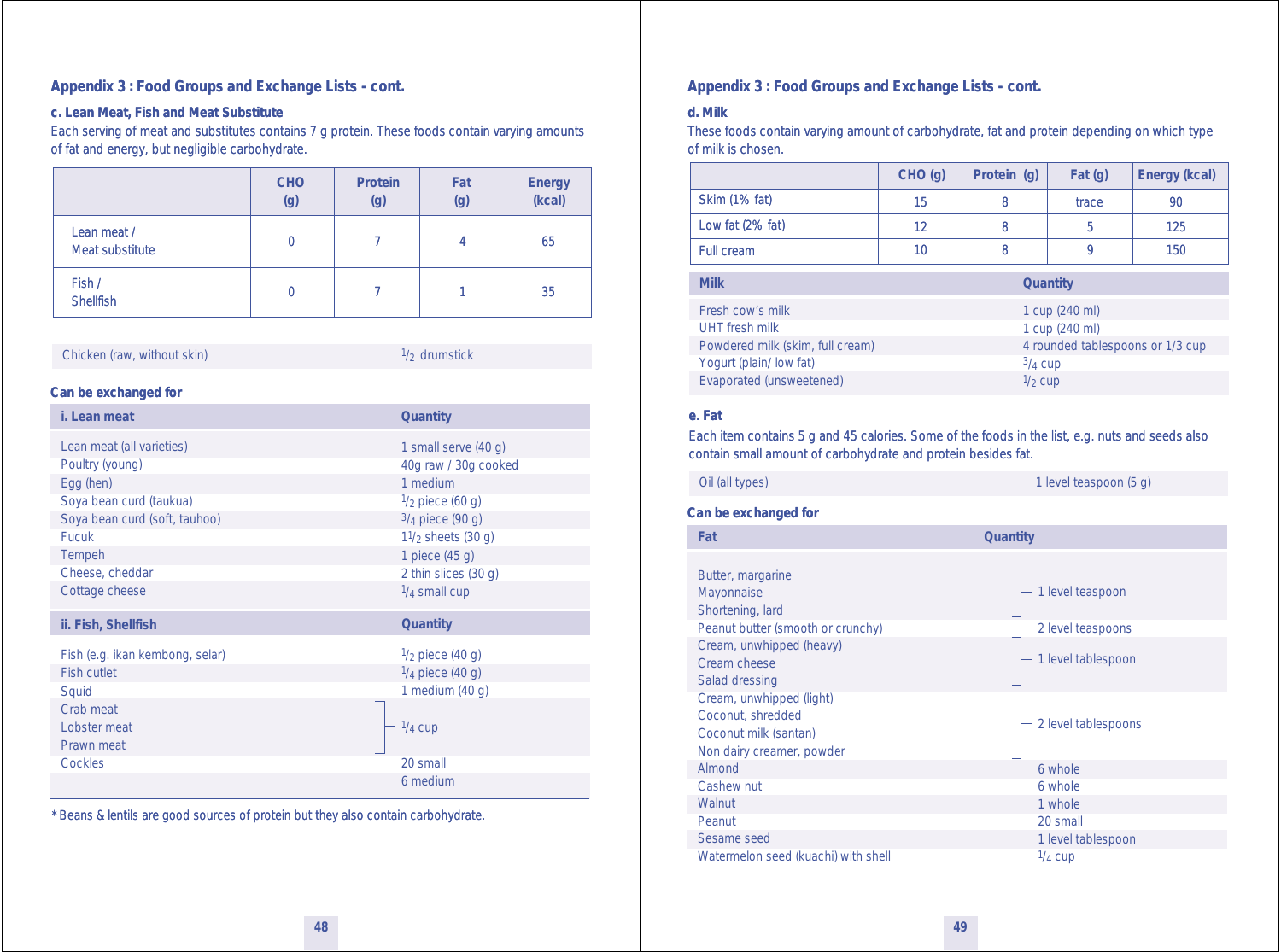## Appendix 3 : Food Groups and Exchange Lists - cont.

### c. Lean Meat, Fish and Meat Substitute

Each serving of meat and substitutes contains 7 g protein. These foods contain varying amounts of fat and energy, but negligible carbohydrate.

| | CHO (g) | Protein (g) | Fat (g) | Energy (kcal) |
|---|---|---|---|---|
| Lean meat / Meat substitute | 0 | 7 | 4 | 65 |
| Fish / Shellfish | 0 | 7 | 1 | 35 |

| | |
|---|---|
| Chicken (raw, without skin) | $1/2$ drumstick |

**Can be exchanged for**

| i. Lean meat | Quantity |
|---|---|
| Lean meat (all varieties) | 1 small serve (40 g) |
| Poultry (young) | 40g raw / 30g cooked |
| Egg (hen) | 1 medium |
| Soya bean curd (taukua) | $1/2$ piece (60 g) |
| Soya bean curd (soft, tauhoo) | $3/4$ piece (90 g) |
| Fucuk | $1\,1/2$ sheets (30 g) |
| Tempeh | 1 piece (45 g) |
| Cheese, cheddar | 2 thin slices (30 g) |
| Cottage cheese | $1/4$ small cup |

| ii. Fish, Shellfish | Quantity |
|---|---|
| Fish (e.g. ikan kembong, selar) | $1/2$ piece (40 g) |
| Fish cutlet | $1/4$ piece (40 g) |
| Squid | 1 medium (40 g) |
| Crab meat | $1/4$ cup |
| Lobster meat | $1/4$ cup |
| Prawn meat | $1/4$ cup |
| Cockles | 20 small |
| | 6 medium |

*Beans & lentils are good sources of protein but they also contain carbohydrate.

## Appendix 3 : Food Groups and Exchange Lists - cont.

### d. Milk

These foods contain varying amount of carbohydrate, fat and protein depending on which type of milk is chosen.

| | CHO (g) | Protein (g) | Fat (g) | Energy (kcal) |
|---|---|---|---|---|
| Skim (1% fat) | 15 | 8 | trace | 90 |
| Low fat (2% fat) | 12 | 8 | 5 | 125 |
| Full cream | 10 | 8 | 9 | 150 |

| Milk | Quantity |
|---|---|
| Fresh cow's milk | 1 cup (240 ml) |
| UHT fresh milk | 1 cup (240 ml) |
| Powdered milk (skim, full cream) | 4 rounded tablespoons or 1/3 cup |
| Yogurt (plain/ low fat) | $3/4$ cup |
| Evaporated (unsweetened) | $1/2$ cup |

### e. Fat

Each item contains 5 g and 45 calories. Some of the foods in the list, e.g. nuts and seeds also contain small amount of carbohydrate and protein besides fat.

| | |
|---|---|
| Oil (all types) | 1 level teaspoon (5 g) |

**Can be exchanged for**

| Fat | Quantity |
|---|---|
| Butter, margarine | 1 level teaspoon |
| Mayonnaise | 1 level teaspoon |
| Shortening, lard | 1 level teaspoon |
| Peanut butter (smooth or crunchy) | 2 level teaspoons |
| Cream, unwhipped (heavy) | 1 level tablespoon |
| Cream cheese | 1 level tablespoon |
| Salad dressing | 1 level tablespoon |
| Cream, unwhipped (light) | 2 level tablespoons |
| Coconut, shredded | 2 level tablespoons |
| Coconut milk (santan) | 2 level tablespoons |
| Non dairy creamer, powder | 2 level tablespoons |
| Almond | 6 whole |
| Cashew nut | 6 whole |
| Walnut | 1 whole |
| Peanut | 20 small |
| Sesame seed | 1 level tablespoon |
| Watermelon seed (kuachi) with shell | $1/4$ cup |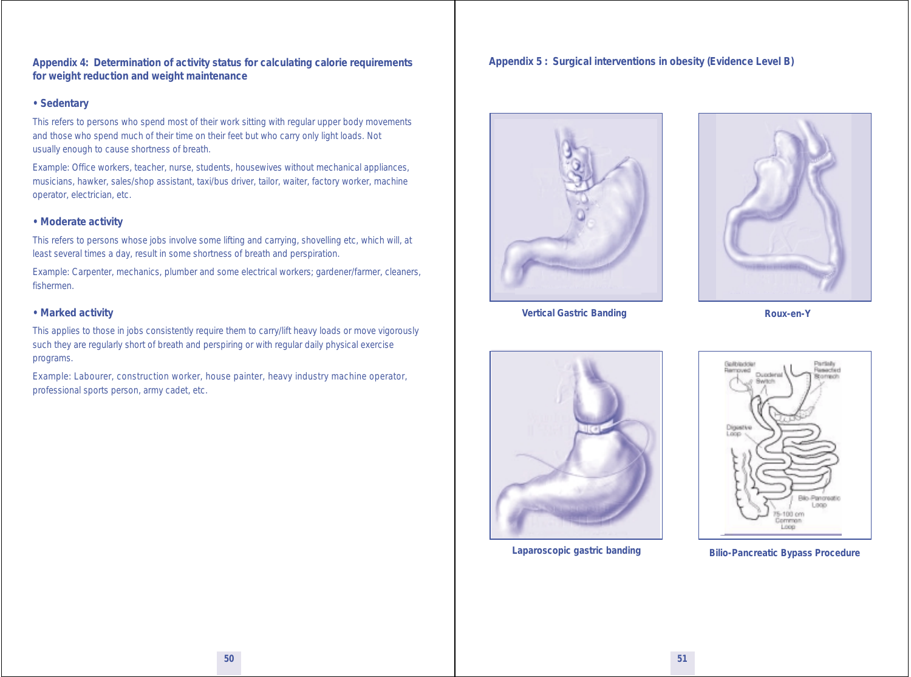## Appendix 4: Determination of activity status for calculating calorie requirements for weight reduction and weight maintenance

**• Sedentary**

This refers to persons who spend most of their work sitting with regular upper body movements and those who spend much of their time on their feet but who carry only light loads. Not usually enough to cause shortness of breath.

Example: Office workers, teacher, nurse, students, housewives without mechanical appliances, musicians, hawker, sales/shop assistant, taxi/bus driver, tailor, waiter, factory worker, machine operator, electrician, etc.

**• Moderate activity**

This refers to persons whose jobs involve some lifting and carrying, shovelling etc, which will, at least several times a day, result in some shortness of breath and perspiration.

Example: Carpenter, mechanics, plumber and some electrical workers; gardener/farmer, cleaners, fishermen.

**• Marked activity**

This applies to those in jobs consistently require them to carry/lift heavy loads or move vigorously such they are regularly short of breath and perspiring or with regular daily physical exercise programs.

Example: Labourer, construction worker, house painter, heavy industry machine operator, professional sports person, army cadet, etc.

## Appendix 5 : Surgical interventions in obesity (Evidence Level B)

Vertical Gastric Banding

Roux-en-Y

Laparoscopic gastric banding

Bilio-Pancreatic Bypass Procedure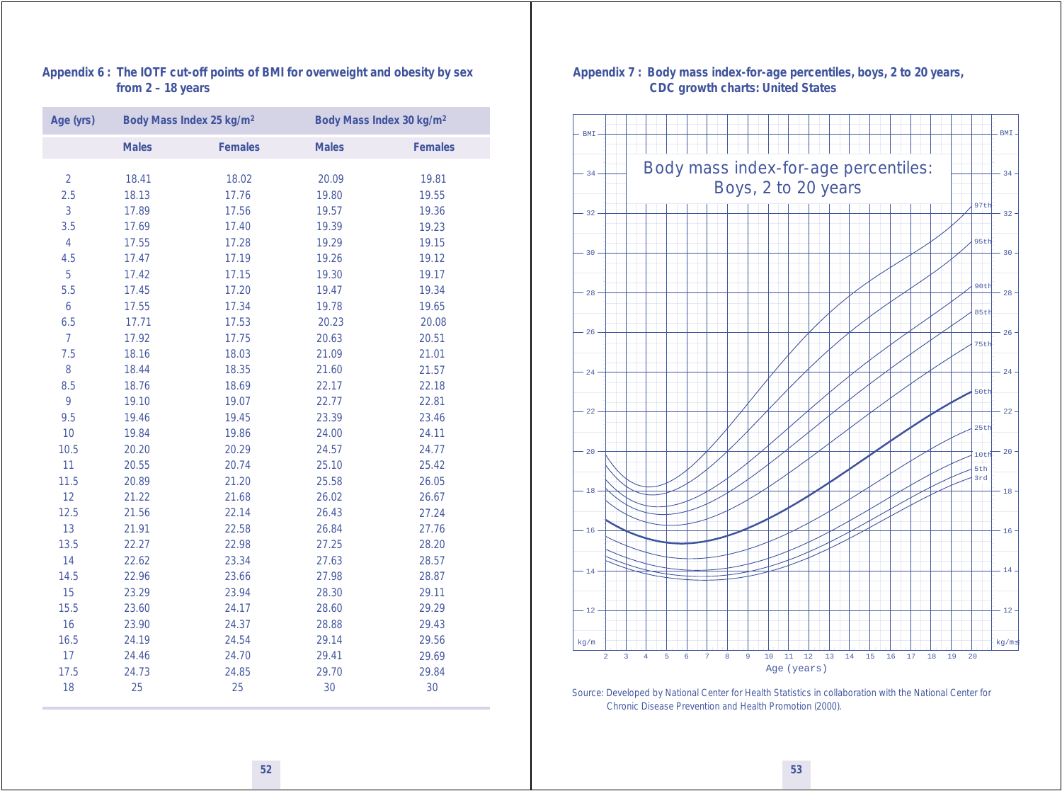## Appendix 6 : The IOTF cut-off points of BMI for overweight and obesity by sex from 2 – 18 years

| Age (yrs) | Body Mass Index 25 kg/m² | | Body Mass Index 30 kg/m² | |
|---|---|---|---|---|
| | Males | Females | Males | Females |
| 2 | 18.41 | 18.02 | 20.09 | 19.81 |
| 2.5 | 18.13 | 17.76 | 19.80 | 19.55 |
| 3 | 17.89 | 17.56 | 19.57 | 19.36 |
| 3.5 | 17.69 | 17.40 | 19.39 | 19.23 |
| 4 | 17.55 | 17.28 | 19.29 | 19.15 |
| 4.5 | 17.47 | 17.19 | 19.26 | 19.12 |
| 5 | 17.42 | 17.15 | 19.30 | 19.17 |
| 5.5 | 17.45 | 17.20 | 19.47 | 19.34 |
| 6 | 17.55 | 17.34 | 19.78 | 19.65 |
| 6.5 | 17.71 | 17.53 | 20.23 | 20.08 |
| 7 | 17.92 | 17.75 | 20.63 | 20.51 |
| 7.5 | 18.16 | 18.03 | 21.09 | 21.01 |
| 8 | 18.44 | 18.35 | 21.60 | 21.57 |
| 8.5 | 18.76 | 18.69 | 22.17 | 22.18 |
| 9 | 19.10 | 19.07 | 22.77 | 22.81 |
| 9.5 | 19.46 | 19.45 | 23.39 | 23.46 |
| 10 | 19.84 | 19.86 | 24.00 | 24.11 |
| 10.5 | 20.20 | 20.29 | 24.57 | 24.77 |
| 11 | 20.55 | 20.74 | 25.10 | 25.42 |
| 11.5 | 20.89 | 21.20 | 25.58 | 26.05 |
| 12 | 21.22 | 21.68 | 26.02 | 26.67 |
| 12.5 | 21.56 | 22.14 | 26.43 | 27.24 |
| 13 | 21.91 | 22.58 | 26.84 | 27.76 |
| 13.5 | 22.27 | 22.98 | 27.25 | 28.20 |
| 14 | 22.62 | 23.34 | 27.63 | 28.57 |
| 14.5 | 22.96 | 23.66 | 27.98 | 28.87 |
| 15 | 23.29 | 23.94 | 28.30 | 29.11 |
| 15.5 | 23.60 | 24.17 | 28.60 | 29.29 |
| 16 | 23.90 | 24.37 | 28.88 | 29.43 |
| 16.5 | 24.19 | 24.54 | 29.14 | 29.56 |
| 17 | 24.46 | 24.70 | 29.41 | 29.69 |
| 17.5 | 24.73 | 24.85 | 29.70 | 29.84 |
| 18 | 25 | 25 | 30 | 30 |

## Appendix 7 : Body mass index-for-age percentiles, boys, 2 to 20 years, CDC growth charts: United States

Source: Developed by National Center for Health Statistics in collaboration with the National Center for Chronic Disease Prevention and Health Promotion (2000).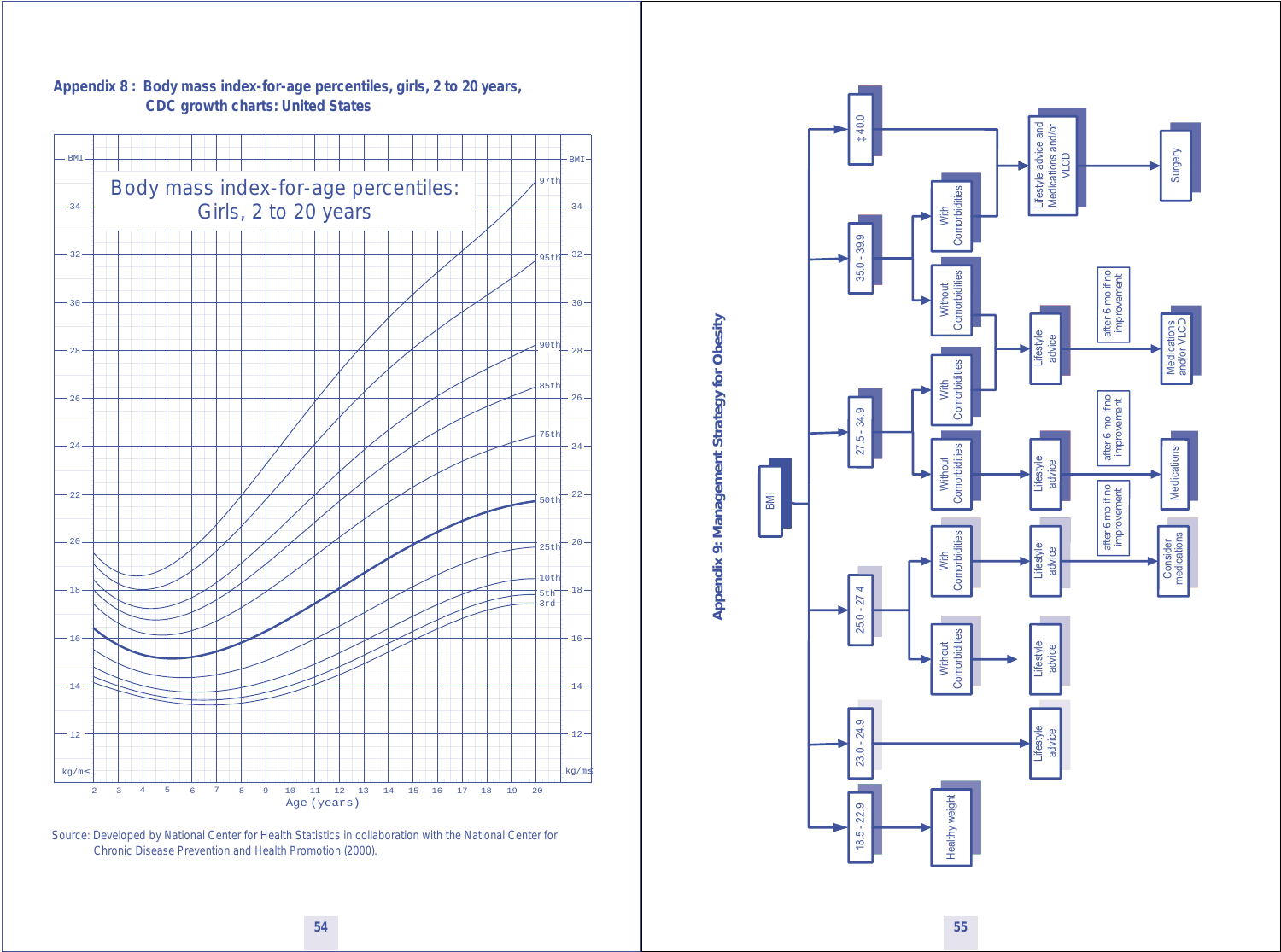## Appendix 8 : Body mass index-for-age percentiles, girls, 2 to 20 years, CDC growth charts: United States

Body mass index-for-age percentiles: Girls, 2 to 20 years

BMI

Percentile curves: 97th, 95th, 90th, 85th, 75th, 50th, 25th, 10th, 5th, 3rd

BMI axis (kg/m²): 12, 14, 16, 18, 20, 22, 24, 26, 28, 30, 32, 34

Age (years): 2, 3, 4, 5, 6, 7, 8, 9, 10, 11, 12, 13, 14, 15, 16, 17, 18, 19, 20

Source: Developed by National Center for Health Statistics in collaboration with the National Center for Chronic Disease Prevention and Health Promotion (2000).

## Appendix 9: Management Strategy for Obesity

BMI

- **≥ 40.0** → Lifestyle advice and Medications and/or VLCD → Surgery
- **35.0 - 39.9**
  - With Comorbidities → Lifestyle advice and Medications and/or VLCD → Surgery
  - Without Comorbidities → Lifestyle advice → after 6 mo if no improvement → Medications and/or VLCD
- **27.5 - 34.9**
  - With Comorbidities → Lifestyle advice → after 6 mo if no improvement → Medications and/or VLCD
  - Without Comorbidities → Lifestyle advice → after 6 mo if no improvement → Medications
- **25.0 - 27.4**
  - With Comorbidities → Lifestyle advice → after 6 mo if no improvement → Consider medications
  - Without Comorbidities → Lifestyle advice
- **23.0 - 24.9** → Lifestyle advice
- **18.5 - 22.9** → Healthy weight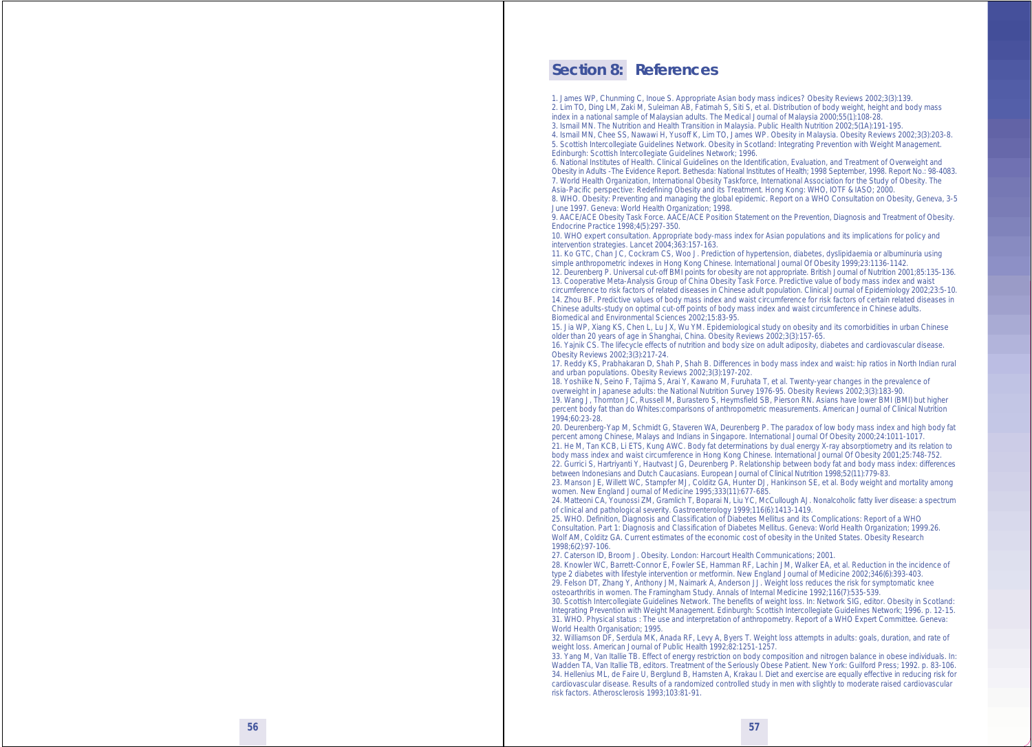## Section 8: References

1. James WP, Chunming C, Inoue S. Appropriate Asian body mass indices? Obesity Reviews 2002;3(3):139.
2. Lim TO, Ding LM, Zaki M, Suleiman AB, Fatimah S, Siti S, et al. Distribution of body weight, height and body mass index in a national sample of Malaysian adults. The Medical Journal of Malaysia 2000;55(1):108-28.
3. Ismail MN. The Nutrition and Health Transition in Malaysia. Public Health Nutrition 2002;5(1A):191-195.
4. Ismail MN, Chee SS, Nawawi H, Yusoff K, Lim TO, James WP. Obesity in Malaysia. Obesity Reviews 2002;3(3):203-8.
5. Scottish Intercollegiate Guidelines Network. Obesity in Scotland: Integrating Prevention with Weight Management. Edinburgh: Scottish Intercollegiate Guidelines Network; 1996.
6. National Institutes of Health. Clinical Guidelines on the Identification, Evaluation, and Treatment of Overweight and Obesity in Adults -The Evidence Report. Bethesda: National Institutes of Health; 1998 September, 1998. Report No.: 98-4083.
7. World Health Organization, International Obesity Taskforce, International Association for the Study of Obesity. The Asia-Pacific perspective: Redefining Obesity and its Treatment. Hong Kong: WHO, IOTF & IASO; 2000.
8. WHO. Obesity: Preventing and managing the global epidemic. Report on a WHO Consultation on Obesity, Geneva, 3-5 June 1997. Geneva: World Health Organization; 1998.
9. AACE/ACE Obesity Task Force. AACE/ACE Position Statement on the Prevention, Diagnosis and Treatment of Obesity. Endocrine Practice 1998;4(5):297-350.
10. WHO expert consultation. Appropriate body-mass index for Asian populations and its implications for policy and intervention strategies. Lancet 2004;363:157-163.
11. Ko GTC, Chan JC, Cockram CS, Woo J. Prediction of hypertension, diabetes, dyslipidaemia or albuminuria using simple anthropometric indexes in Hong Kong Chinese. International Journal Of Obesity 1999;23:1136-1142.
12. Deurenberg P. Universal cut-off BMI points for obesity are not appropriate. British Journal of Nutrition 2001;85:135-136.
13. Cooperative Meta-Analysis Group of China Obesity Task Force. Predictive value of body mass index and waist circumference to risk factors of related diseases in Chinese adult population. Clinical Journal of Epidemiology 2002;23:5-10.
14. Zhou BF. Predictive values of body mass index and waist circumference for risk factors of certain related diseases in Chinese adults-study on optimal cut-off points of body mass index and waist circumference in Chinese adults. Biomedical and Environmental Sciences 2002;15:83-95.
15. Jia WP, Xiang KS, Chen L, Lu JX, Wu YM. Epidemiological study on obesity and its comorbidities in urban Chinese older than 20 years of age in Shanghai, China. Obesity Reviews 2002;3(3):157-65.
16. Yajnik CS. The lifecycle effects of nutrition and body size on adult adiposity, diabetes and cardiovascular disease. Obesity Reviews 2002;3(3):217-24.
17. Reddy KS, Prabhakaran D, Shah P, Shah B. Differences in body mass index and waist: hip ratios in North Indian rural and urban populations. Obesity Reviews 2002;3(3):197-202.
18. Yoshiike N, Seino F, Tajima S, Arai Y, Kawano M, Furuhata T, et al. Twenty-year changes in the prevalence of overweight in Japanese adults: the National Nutrition Survey 1976-95. Obesity Reviews 2002;3(3):183-90.
19. Wang J, Thornton JC, Russell M, Burastero S, Heymsfield SB, Pierson RN. Asians have lower BMI (BMI) but higher percent body fat than do Whites:comparisons of anthropometric measurements. American Journal of Clinical Nutrition 1994;60:23-28.
20. Deurenberg-Yap M, Schmidt G, Staveren WA, Deurenberg P. The paradox of low body mass index and high body fat percent among Chinese, Malays and Indians in Singapore. International Journal Of Obesity 2000;24:1011-1017.
21. He M, Tan KCB, Li ETS, Kung AWC. Body fat determinations by dual energy X-ray absorptiometry and its relation to body mass index and waist circumference in Hong Kong Chinese. International Journal Of Obesity 2001;25:748-752.
22. Gurrici S, Hartriyanti Y, Hautvast JG, Deurenberg P. Relationship between body fat and body mass index: differences between Indonesians and Dutch Caucasians. European Journal of Clinical Nutrition 1998;52(11):779-83.
23. Manson JE, Willett WC, Stampfer MJ, Colditz GA, Hunter DJ, Hankinson SE, et al. Body weight and mortality among women. New England Journal of Medicine 1995;333(11):677-685.
24. Matteoni CA, Younossi ZM, Gramlich T, Boparai N, Liu YC, McCullough AJ. Nonalcoholic fatty liver disease: a spectrum of clinical and pathological severity. Gastroenterology 1999;116(6):1413-1419.
25. WHO. Definition, Diagnosis and Classification of Diabetes Mellitus and its Complications: Report of a WHO Consultation. Part 1: Diagnosis and Classification of Diabetes Mellitus. Geneva: World Health Organization; 1999.26. Wolf AM, Colditz GA. Current estimates of the economic cost of obesity in the United States. Obesity Research 1998;6(2):97-106.
27. Caterson ID, Broom J. Obesity. London: Harcourt Health Communications; 2001.
28. Knowler WC, Barrett-Connor E, Fowler SE, Hamman RF, Lachin JM, Walker EA, et al. Reduction in the incidence of type 2 diabetes with lifestyle intervention or metformin. New England Journal of Medicine 2002;346(6):393-403.
29. Felson DT, Zhang Y, Anthony JM, Naimark A, Anderson JJ. Weight loss reduces the risk for symptomatic knee osteoarthritis in women. The Framingham Study. Annals of Internal Medicine 1992;116(7):535-539.
30. Scottish Intercollegiate Guidelines Network. The benefits of weight loss. In: Network SIG, editor. Obesity in Scotland: Integrating Prevention with Weight Management. Edinburgh: Scottish Intercollegiate Guidelines Network; 1996. p. 12-15.
31. WHO. Physical status : The use and interpretation of anthropometry. Report of a WHO Expert Committee. Geneva: World Health Organisation; 1995.
32. Williamson DF, Serdula MK, Anada RF, Levy A, Byers T. Weight loss attempts in adults: goals, duration, and rate of weight loss. American Journal of Public Health 1992;82:1251-1257.
33. Yang M, Van Itallie TB. Effect of energy restriction on body composition and nitrogen balance in obese individuals. In: Wadden TA, Van Itallie TB, editors. Treatment of the Seriously Obese Patient. New York: Guilford Press; 1992. p. 83-106.
34. Hellenius ML, de Faire U, Berglund B, Hamsten A, Krakau I. Diet and exercise are equally effective in reducing risk for cardiovascular disease. Results of a randomized controlled study in men with slightly to moderate raised cardiovascular risk factors. Atherosclerosis 1993;103:81-91.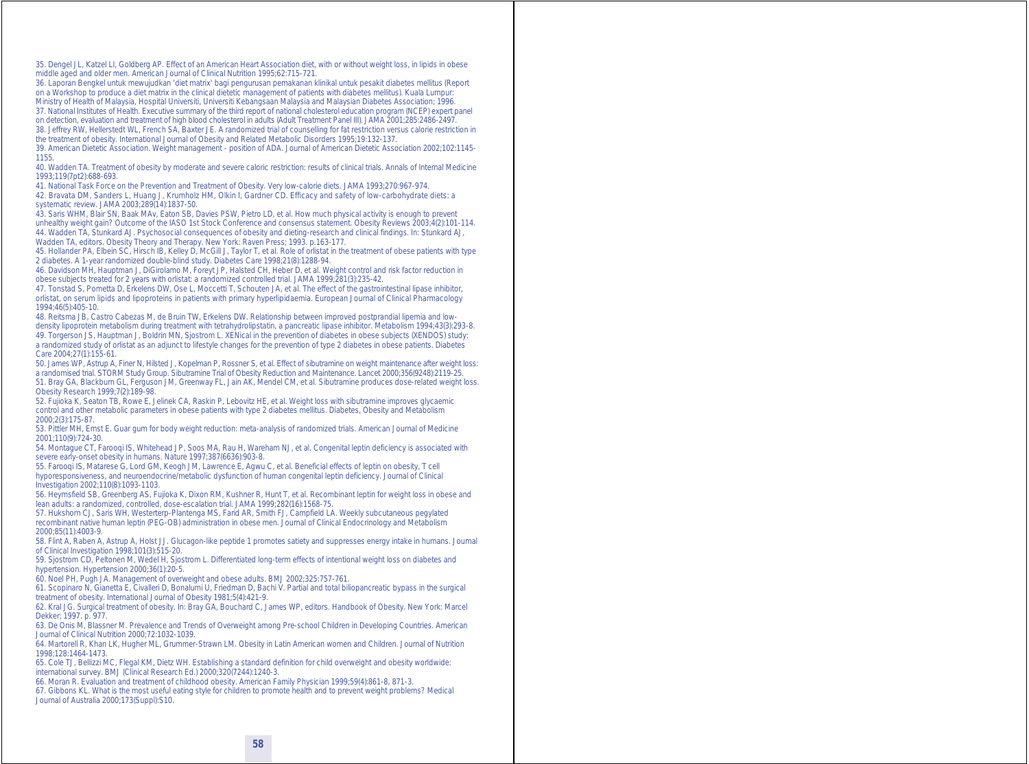35. Dengel JL, Katzel LI, Goldberg AP. Effect of an American Heart Association diet, with or without weight loss, in lipids in obese middle aged and older men. American Journal of Clinical Nutrition 1995;62:715-721.

36. Laporan Bengkel untuk mewujudkan 'diet matrix' bagi pengurusan pemakanan klinikal untuk pesakit diabetes mellitus (Report on a Workshop to produce a diet matrix in the clinical dietetic management of patients with diabetes mellitus). Kuala Lumpur: Ministry of Health of Malaysia, Hospital Universiti, Universiti Kebangsaan Malaysia and Malaysian Diabetes Association; 1996.

37. National Institutes of Health. Executive summary of the third report of national cholesterol education program (NCEP) expert panel on detection, evaluation and treatment of high blood cholesterol in adults (Adult Treatment Panel III). JAMA 2001;285:2486-2497.

38. Jeffrey RW, Hellerstedt WL, French SA, Baxter JE. A randomized trial of counselling for fat restriction versus calorie restriction in the treatment of obesity. International Journal of Obesity and Related Metabolic Disorders 1995;19:132-137.

39. American Dietetic Association. Weight management - position of ADA. Journal of American Dietetic Association 2002;102:1145-1155.

40. Wadden TA. Treatment of obesity by moderate and severe caloric restriction: results of clinical trials. Annals of Internal Medicine 1993;119(7pt2):688-693.

41. National Task Force on the Prevention and Treatment of Obesity. Very low-calorie diets. JAMA 1993;270:967-974.

42. Bravata DM, Sanders L, Huang J, Krumholz HM, Olkin I, Gardner CD. Efficacy and safety of low-carbohydrate diets: a systematic review. JAMA 2003;289(14):1837-50.

43. Saris WHM, Blair SN, Baak MAv, Eaton SB, Davies PSW, Pietro LD, et al. How much physical activity is enough to prevent unhealthy weight gain? Outcome of the IASO 1st Stock Conference and consensus statement. Obesity Reviews 2003;4(2):101-114.

44. Wadden TA, Stunkard AJ. Psychosocial consequences of obesity and dieting-research and clinical findings. In: Stunkard AJ, Wadden TA, editors. Obesity Theory and Therapy. New York: Raven Press; 1993. p.163-177.

45. Hollander PA, Elbein SC, Hirsch IB, Kelley D, McGill J, Taylor T, et al. Role of orlistat in the treatment of obese patients with type 2 diabetes. A 1-year randomized double-blind study. Diabetes Care 1998;21(8):1288-94.

46. Davidson MH, Hauptman J, DiGirolamo M, Foreyt JP, Halsted CH, Heber D, et al. Weight control and risk factor reduction in obese subjects treated for 2 years with orlistat: a randomized controlled trial. JAMA 1999;281(3):235-42.

47. Tonstad S, Pometta D, Erkelens DW, Ose L, Moccetti T, Schouten JA, et al. The effect of the gastrointestinal lipase inhibitor, orlistat, on serum lipids and lipoproteins in patients with primary hyperlipidaemia. European Journal of Clinical Pharmacology 1994;46(5):405-10.

48. Reitsma JB, Castro Cabezas M, de Bruin TW, Erkelens DW. Relationship between improved postprandial lipemia and low-density lipoprotein metabolism during treatment with tetrahydrolipstatin, a pancreatic lipase inhibitor. Metabolism 1994;43(3):293-8.

49. Torgerson JS, Hauptman J, Boldrin MN, Sjostrom L. XENical in the prevention of diabetes in obese subjects (XENDOS) study: a randomized study of orlistat as an adjunct to lifestyle changes for the prevention of type 2 diabetes in obese patients. Diabetes Care 2004;27(1):155-61.

50. James WP, Astrup A, Finer N, Hilsted J, Kopelman P, Rossner S, et al. Effect of sibutramine on weight maintenance after weight loss: a randomised trial. STORM Study Group. Sibutramine Trial of Obesity Reduction and Maintenance. Lancet 2000;356(9248):2119-25.

51. Bray GA, Blackburn GL, Ferguson JM, Greenway FL, Jain AK, Mendel CM, et al. Sibutramine produces dose-related weight loss. Obesity Research 1999;7(2):189-98.

52. Fujioka K, Seaton TB, Rowe E, Jelinek CA, Raskin P, Lebovitz HE, et al. Weight loss with sibutramine improves glycaemic control and other metabolic parameters in obese patients with type 2 diabetes mellitus. Diabetes, Obesity and Metabolism 2000;2(3):175-87.

53. Pittler MH, Ernst E. Guar gum for body weight reduction: meta-analysis of randomized trials. American Journal of Medicine 2001;110(9):724-30.

54. Montague CT, Farooqi IS, Whitehead JP, Soos MA, Rau H, Wareham NJ, et al. Congenital leptin deficiency is associated with severe early-onset obesity in humans. Nature 1997;387(6636):903-8.

55. Farooqi IS, Matarese G, Lord GM, Keogh JM, Lawrence E, Agwu C, et al. Beneficial effects of leptin on obesity, T cell hyporesponsiveness, and neuroendocrine/metabolic dysfunction of human congenital leptin deficiency. Journal of Clinical Investigation 2002;110(8):1093-1103.

56. Heymsfield SB, Greenberg AS, Fujioka K, Dixon RM, Kushner R, Hunt T, et al. Recombinant leptin for weight loss in obese and lean adults: a randomized, controlled, dose-escalation trial. JAMA 1999;282(16):1568-75.

57. Hukshorn CJ, Saris WH, Westerterp-Plantenga MS, Farid AR, Smith FJ, Campfield LA. Weekly subcutaneous pegylated recombinant native human leptin (PEG-OB) administration in obese men. Journal of Clinical Endocrinology and Metabolism 2000;85(11):4003-9.

58. Flint A, Raben A, Astrup A, Holst JJ. Glucagon-like peptide 1 promotes satiety and suppresses energy intake in humans. Journal of Clinical Investigation 1998;101(3):515-20.

59. Sjostrom CD, Peltonen M, Wedel H, Sjostrom L. Differentiated long-term effects of intentional weight loss on diabetes and hypertension. Hypertension 2000;36(1):20-5.

60. Noel PH, Pugh JA. Management of overweight and obese adults. BMJ 2002;325:757-761.

61. Scopinaro N, Gianetta E, Civalleri D, Bonalumi U, Friedman D, Bachi V. Partial and total biliopancreatic bypass in the surgical treatment of obesity. International Journal of Obesity 1981;5(4):421-9.

62. Kral JG. Surgical treatment of obesity. In: Bray GA, Bouchard C, James WP, editors. Handbook of Obesity. New York: Marcel Dekker; 1997. p. 977.

63. De Onis M, Blassner M. Prevalence and Trends of Overweight among Pre-school Children in Developing Countries. American Journal of Clinical Nutrition 2000;72:1032-1039.

64. Martorell R, Khan LK, Hugher ML, Grummer-Strawn LM. Obesity in Latin American women and Children. Journal of Nutrition 1998;128:1464-1473.

65. Cole TJ, Bellizzi MC, Flegal KM, Dietz WH. Establishing a standard definition for child overweight and obesity worldwide: international survey. BMJ (Clinical Research Ed.) 2000;320(7244):1240-3.

66. Moran R. Evaluation and treatment of childhood obesity. American Family Physician 1999;59(4):861-8, 871-3.

67. Gibbons KL. What is the most useful eating style for children to promote health and to prevent weight problems? Medical Journal of Australia 2000;173(Suppl):S10.